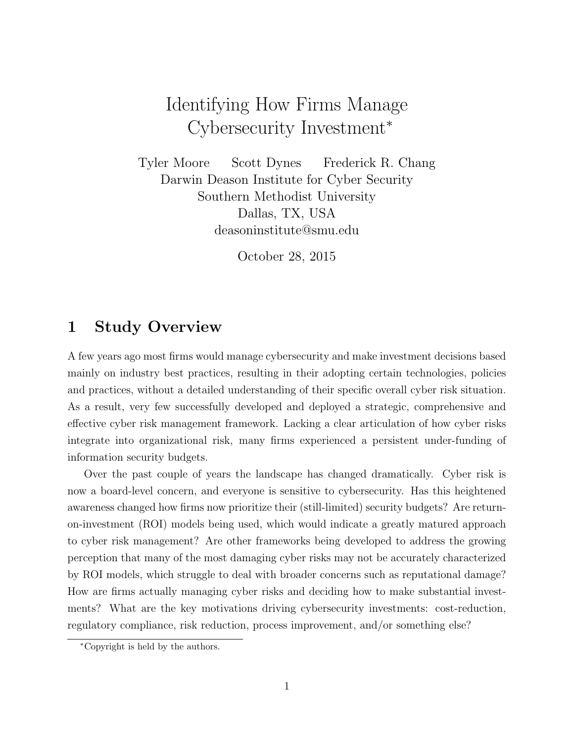# Identifying How Firms Manage Cybersecurity Investment*

Tyler Moore  Scott Dynes  Frederick R. Chang
Darwin Deason Institute for Cyber Security
Southern Methodist University
Dallas, TX, USA
deasoninstitute@smu.edu

October 28, 2015

## 1 Study Overview

A few years ago most firms would manage cybersecurity and make investment decisions based mainly on industry best practices, resulting in their adopting certain technologies, policies and practices, without a detailed understanding of their specific overall cyber risk situation. As a result, very few successfully developed and deployed a strategic, comprehensive and effective cyber risk management framework. Lacking a clear articulation of how cyber risks integrate into organizational risk, many firms experienced a persistent under-funding of information security budgets.

Over the past couple of years the landscape has changed dramatically. Cyber risk is now a board-level concern, and everyone is sensitive to cybersecurity. Has this heightened awareness changed how firms now prioritize their (still-limited) security budgets? Are return-on-investment (ROI) models being used, which would indicate a greatly matured approach to cyber risk management? Are other frameworks being developed to address the growing perception that many of the most damaging cyber risks may not be accurately characterized by ROI models, which struggle to deal with broader concerns such as reputational damage? How are firms actually managing cyber risks and deciding how to make substantial investments? What are the key motivations driving cybersecurity investments: cost-reduction, regulatory compliance, risk reduction, process improvement, and/or something else?

*Copyright is held by the authors.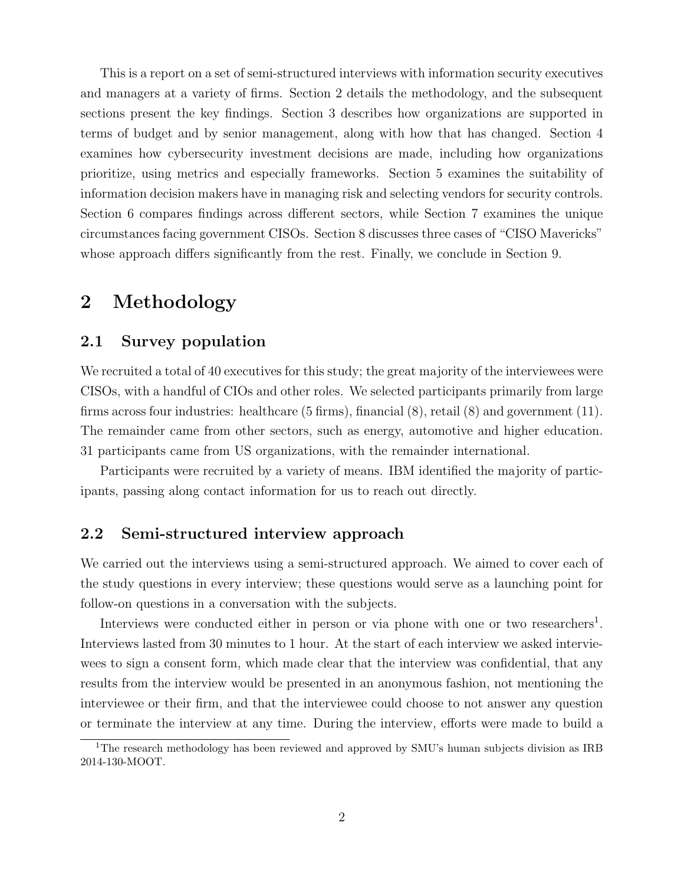This is a report on a set of semi-structured interviews with information security executives and managers at a variety of firms. Section 2 details the methodology, and the subsequent sections present the key findings. Section 3 describes how organizations are supported in terms of budget and by senior management, along with how that has changed. Section 4 examines how cybersecurity investment decisions are made, including how organizations prioritize, using metrics and especially frameworks. Section 5 examines the suitability of information decision makers have in managing risk and selecting vendors for security controls. Section 6 compares findings across different sectors, while Section 7 examines the unique circumstances facing government CISOs. Section 8 discusses three cases of "CISO Mavericks" whose approach differs significantly from the rest. Finally, we conclude in Section 9.

# 2 Methodology

## 2.1 Survey population

We recruited a total of 40 executives for this study; the great majority of the interviewees were CISOs, with a handful of CIOs and other roles. We selected participants primarily from large firms across four industries: healthcare (5 firms), financial (8), retail (8) and government (11). The remainder came from other sectors, such as energy, automotive and higher education. 31 participants came from US organizations, with the remainder international.

Participants were recruited by a variety of means. IBM identified the majority of participants, passing along contact information for us to reach out directly.

## 2.2 Semi-structured interview approach

We carried out the interviews using a semi-structured approach. We aimed to cover each of the study questions in every interview; these questions would serve as a launching point for follow-on questions in a conversation with the subjects.

Interviews were conducted either in person or via phone with one or two researchers[1]. Interviews lasted from 30 minutes to 1 hour. At the start of each interview we asked interviewees to sign a consent form, which made clear that the interview was confidential, that any results from the interview would be presented in an anonymous fashion, not mentioning the interviewee or their firm, and that the interviewee could choose to not answer any question or terminate the interview at any time. During the interview, efforts were made to build a

[1] The research methodology has been reviewed and approved by SMU's human subjects division as IRB 2014-130-MOOT.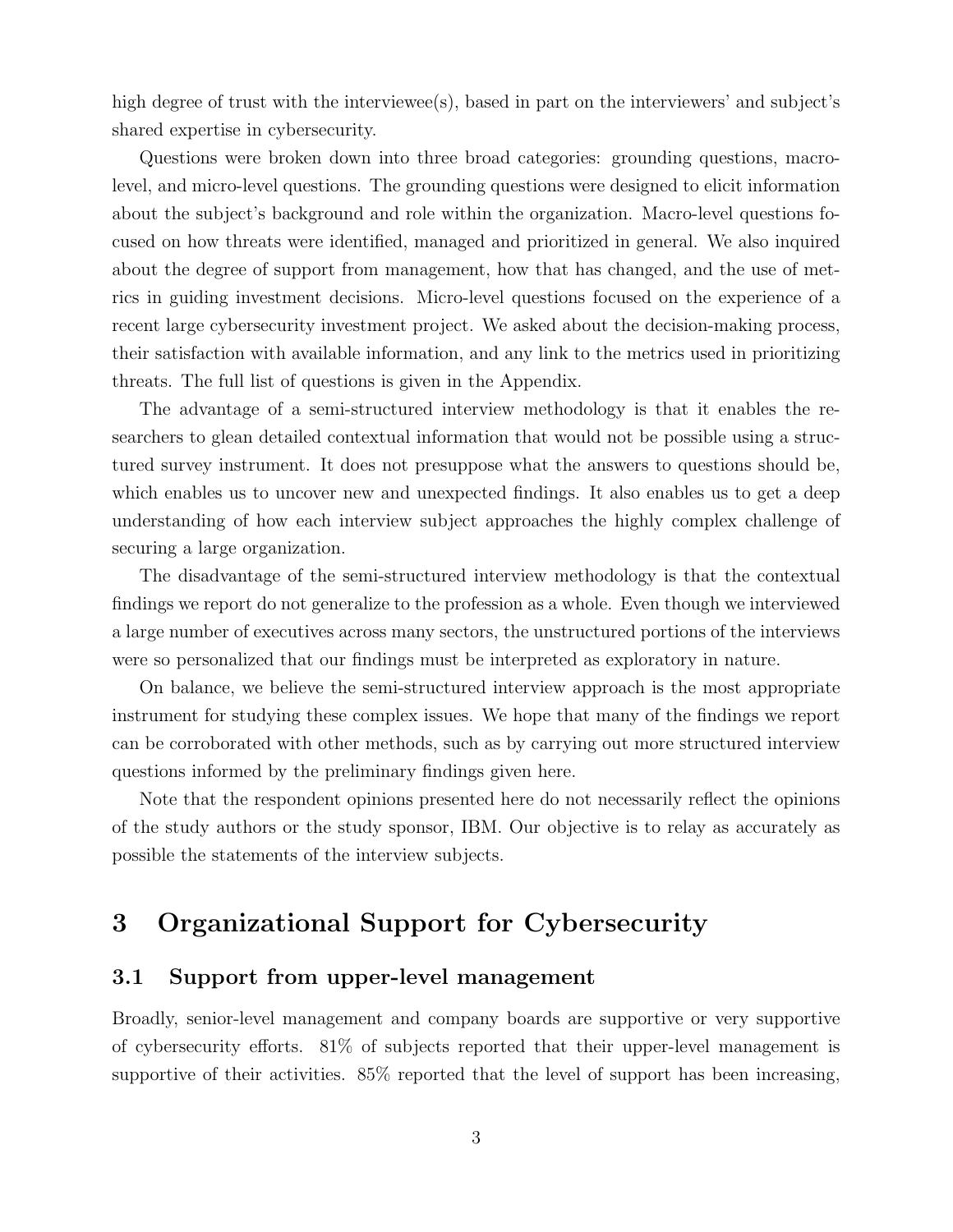high degree of trust with the interviewee(s), based in part on the interviewers' and subject's shared expertise in cybersecurity.

Questions were broken down into three broad categories: grounding questions, macro-level, and micro-level questions. The grounding questions were designed to elicit information about the subject's background and role within the organization. Macro-level questions focused on how threats were identified, managed and prioritized in general. We also inquired about the degree of support from management, how that has changed, and the use of metrics in guiding investment decisions. Micro-level questions focused on the experience of a recent large cybersecurity investment project. We asked about the decision-making process, their satisfaction with available information, and any link to the metrics used in prioritizing threats. The full list of questions is given in the Appendix.

The advantage of a semi-structured interview methodology is that it enables the researchers to glean detailed contextual information that would not be possible using a structured survey instrument. It does not presuppose what the answers to questions should be, which enables us to uncover new and unexpected findings. It also enables us to get a deep understanding of how each interview subject approaches the highly complex challenge of securing a large organization.

The disadvantage of the semi-structured interview methodology is that the contextual findings we report do not generalize to the profession as a whole. Even though we interviewed a large number of executives across many sectors, the unstructured portions of the interviews were so personalized that our findings must be interpreted as exploratory in nature.

On balance, we believe the semi-structured interview approach is the most appropriate instrument for studying these complex issues. We hope that many of the findings we report can be corroborated with other methods, such as by carrying out more structured interview questions informed by the preliminary findings given here.

Note that the respondent opinions presented here do not necessarily reflect the opinions of the study authors or the study sponsor, IBM. Our objective is to relay as accurately as possible the statements of the interview subjects.

# 3 Organizational Support for Cybersecurity

## 3.1 Support from upper-level management

Broadly, senior-level management and company boards are supportive or very supportive of cybersecurity efforts. 81% of subjects reported that their upper-level management is supportive of their activities. 85% reported that the level of support has been increasing,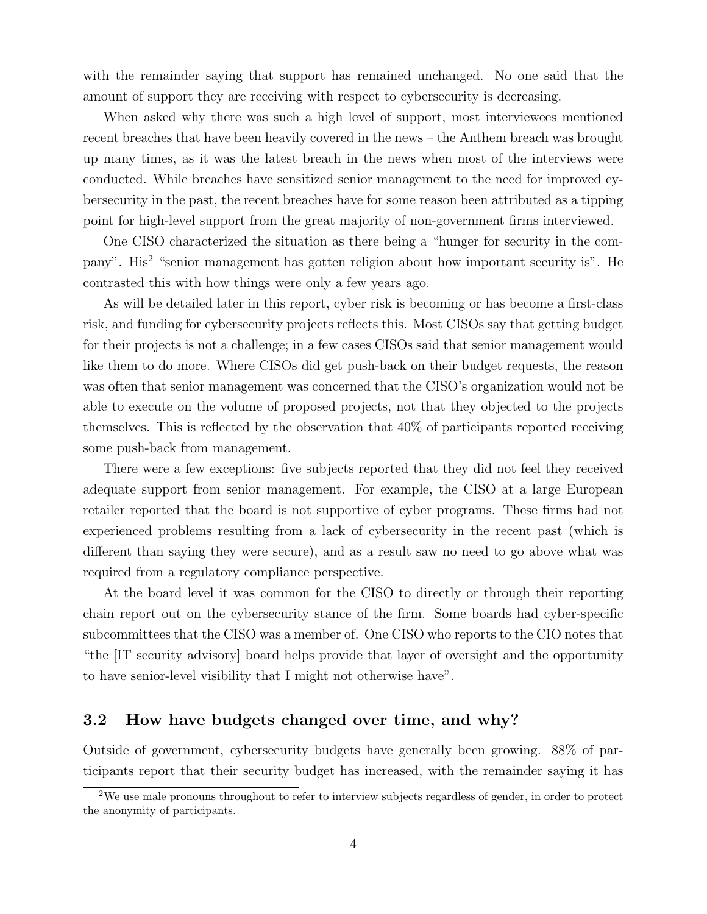with the remainder saying that support has remained unchanged. No one said that the amount of support they are receiving with respect to cybersecurity is decreasing.

When asked why there was such a high level of support, most interviewees mentioned recent breaches that have been heavily covered in the news – the Anthem breach was brought up many times, as it was the latest breach in the news when most of the interviews were conducted. While breaches have sensitized senior management to the need for improved cybersecurity in the past, the recent breaches have for some reason been attributed as a tipping point for high-level support from the great majority of non-government firms interviewed.

One CISO characterized the situation as there being a "hunger for security in the company". His[2] "senior management has gotten religion about how important security is". He contrasted this with how things were only a few years ago.

As will be detailed later in this report, cyber risk is becoming or has become a first-class risk, and funding for cybersecurity projects reflects this. Most CISOs say that getting budget for their projects is not a challenge; in a few cases CISOs said that senior management would like them to do more. Where CISOs did get push-back on their budget requests, the reason was often that senior management was concerned that the CISO's organization would not be able to execute on the volume of proposed projects, not that they objected to the projects themselves. This is reflected by the observation that 40% of participants reported receiving some push-back from management.

There were a few exceptions: five subjects reported that they did not feel they received adequate support from senior management. For example, the CISO at a large European retailer reported that the board is not supportive of cyber programs. These firms had not experienced problems resulting from a lack of cybersecurity in the recent past (which is different than saying they were secure), and as a result saw no need to go above what was required from a regulatory compliance perspective.

At the board level it was common for the CISO to directly or through their reporting chain report out on the cybersecurity stance of the firm. Some boards had cyber-specific subcommittees that the CISO was a member of. One CISO who reports to the CIO notes that "the [IT security advisory] board helps provide that layer of oversight and the opportunity to have senior-level visibility that I might not otherwise have".

## 3.2 How have budgets changed over time, and why?

Outside of government, cybersecurity budgets have generally been growing. 88% of participants report that their security budget has increased, with the remainder saying it has

[2] We use male pronouns throughout to refer to interview subjects regardless of gender, in order to protect the anonymity of participants.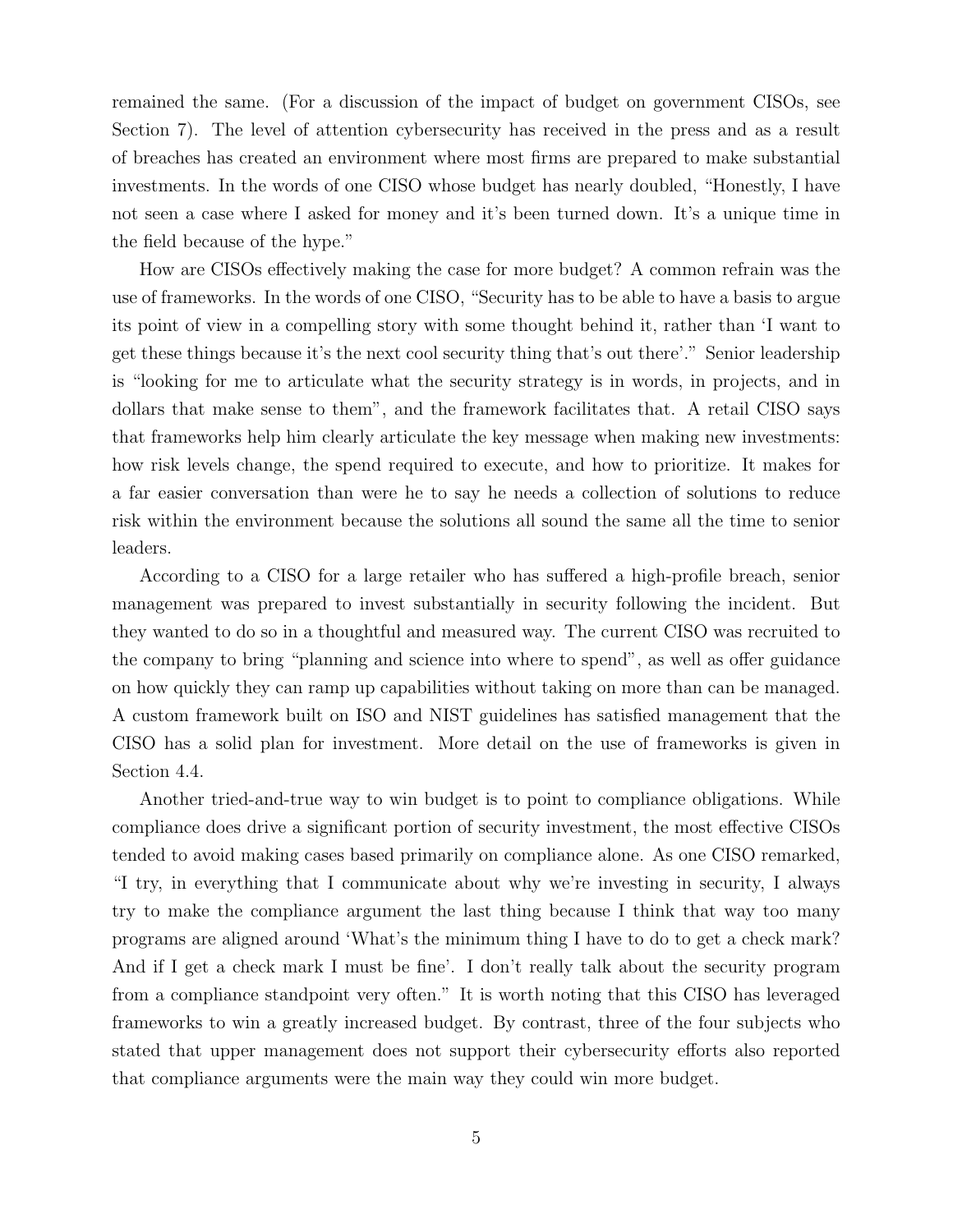remained the same. (For a discussion of the impact of budget on government CISOs, see Section 7). The level of attention cybersecurity has received in the press and as a result of breaches has created an environment where most firms are prepared to make substantial investments. In the words of one CISO whose budget has nearly doubled, "Honestly, I have not seen a case where I asked for money and it's been turned down. It's a unique time in the field because of the hype."

How are CISOs effectively making the case for more budget? A common refrain was the use of frameworks. In the words of one CISO, "Security has to be able to have a basis to argue its point of view in a compelling story with some thought behind it, rather than 'I want to get these things because it's the next cool security thing that's out there'." Senior leadership is "looking for me to articulate what the security strategy is in words, in projects, and in dollars that make sense to them", and the framework facilitates that. A retail CISO says that frameworks help him clearly articulate the key message when making new investments: how risk levels change, the spend required to execute, and how to prioritize. It makes for a far easier conversation than were he to say he needs a collection of solutions to reduce risk within the environment because the solutions all sound the same all the time to senior leaders.

According to a CISO for a large retailer who has suffered a high-profile breach, senior management was prepared to invest substantially in security following the incident. But they wanted to do so in a thoughtful and measured way. The current CISO was recruited to the company to bring "planning and science into where to spend", as well as offer guidance on how quickly they can ramp up capabilities without taking on more than can be managed. A custom framework built on ISO and NIST guidelines has satisfied management that the CISO has a solid plan for investment. More detail on the use of frameworks is given in Section 4.4.

Another tried-and-true way to win budget is to point to compliance obligations. While compliance does drive a significant portion of security investment, the most effective CISOs tended to avoid making cases based primarily on compliance alone. As one CISO remarked, "I try, in everything that I communicate about why we're investing in security, I always try to make the compliance argument the last thing because I think that way too many programs are aligned around 'What's the minimum thing I have to do to get a check mark? And if I get a check mark I must be fine'. I don't really talk about the security program from a compliance standpoint very often." It is worth noting that this CISO has leveraged frameworks to win a greatly increased budget. By contrast, three of the four subjects who stated that upper management does not support their cybersecurity efforts also reported that compliance arguments were the main way they could win more budget.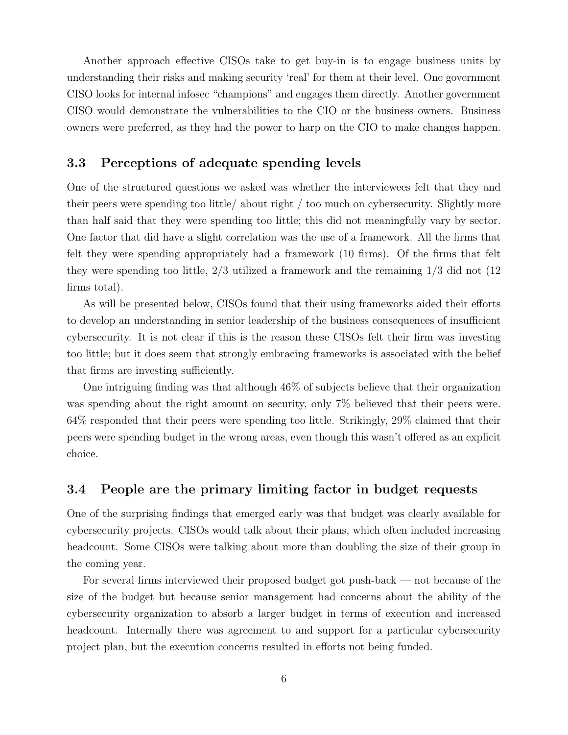Another approach effective CISOs take to get buy-in is to engage business units by understanding their risks and making security 'real' for them at their level. One government CISO looks for internal infosec "champions" and engages them directly. Another government CISO would demonstrate the vulnerabilities to the CIO or the business owners. Business owners were preferred, as they had the power to harp on the CIO to make changes happen.

### 3.3 Perceptions of adequate spending levels

One of the structured questions we asked was whether the interviewees felt that they and their peers were spending too little/ about right / too much on cybersecurity. Slightly more than half said that they were spending too little; this did not meaningfully vary by sector. One factor that did have a slight correlation was the use of a framework. All the firms that felt they were spending appropriately had a framework (10 firms). Of the firms that felt they were spending too little, 2/3 utilized a framework and the remaining 1/3 did not (12 firms total).

As will be presented below, CISOs found that their using frameworks aided their efforts to develop an understanding in senior leadership of the business consequences of insufficient cybersecurity. It is not clear if this is the reason these CISOs felt their firm was investing too little; but it does seem that strongly embracing frameworks is associated with the belief that firms are investing sufficiently.

One intriguing finding was that although 46% of subjects believe that their organization was spending about the right amount on security, only 7% believed that their peers were. 64% responded that their peers were spending too little. Strikingly, 29% claimed that their peers were spending budget in the wrong areas, even though this wasn't offered as an explicit choice.

### 3.4 People are the primary limiting factor in budget requests

One of the surprising findings that emerged early was that budget was clearly available for cybersecurity projects. CISOs would talk about their plans, which often included increasing headcount. Some CISOs were talking about more than doubling the size of their group in the coming year.

For several firms interviewed their proposed budget got push-back — not because of the size of the budget but because senior management had concerns about the ability of the cybersecurity organization to absorb a larger budget in terms of execution and increased headcount. Internally there was agreement to and support for a particular cybersecurity project plan, but the execution concerns resulted in efforts not being funded.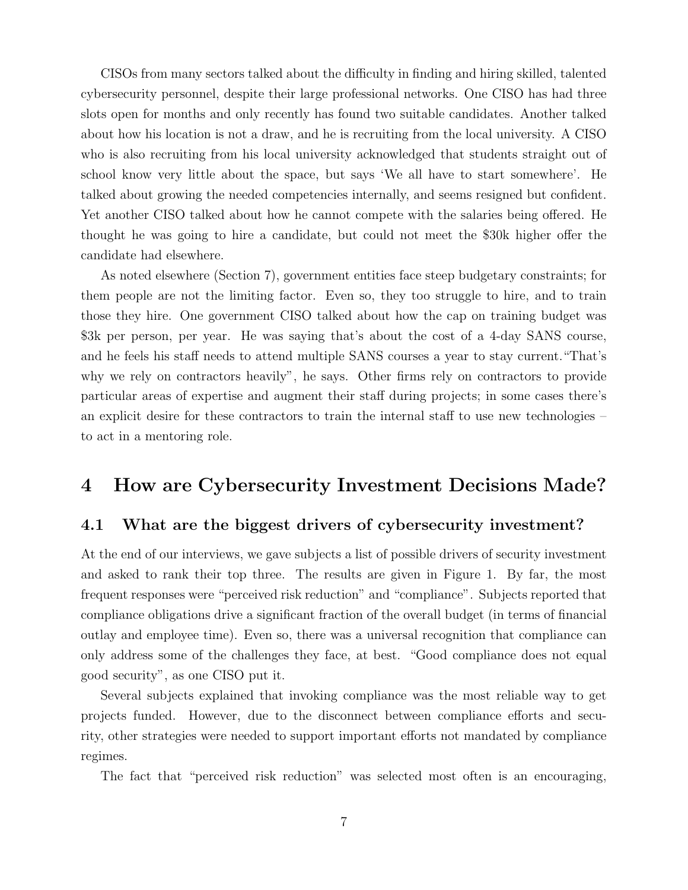CISOs from many sectors talked about the difficulty in finding and hiring skilled, talented cybersecurity personnel, despite their large professional networks. One CISO has had three slots open for months and only recently has found two suitable candidates. Another talked about how his location is not a draw, and he is recruiting from the local university. A CISO who is also recruiting from his local university acknowledged that students straight out of school know very little about the space, but says 'We all have to start somewhere'. He talked about growing the needed competencies internally, and seems resigned but confident. Yet another CISO talked about how he cannot compete with the salaries being offered. He thought he was going to hire a candidate, but could not meet the $30k higher offer the candidate had elsewhere.

As noted elsewhere (Section 7), government entities face steep budgetary constraints; for them people are not the limiting factor. Even so, they too struggle to hire, and to train those they hire. One government CISO talked about how the cap on training budget was $3k per person, per year. He was saying that's about the cost of a 4-day SANS course, and he feels his staff needs to attend multiple SANS courses a year to stay current. "That's why we rely on contractors heavily", he says. Other firms rely on contractors to provide particular areas of expertise and augment their staff during projects; in some cases there's an explicit desire for these contractors to train the internal staff to use new technologies – to act in a mentoring role.

# 4 How are Cybersecurity Investment Decisions Made?

## 4.1 What are the biggest drivers of cybersecurity investment?

At the end of our interviews, we gave subjects a list of possible drivers of security investment and asked to rank their top three. The results are given in Figure 1. By far, the most frequent responses were "perceived risk reduction" and "compliance". Subjects reported that compliance obligations drive a significant fraction of the overall budget (in terms of financial outlay and employee time). Even so, there was a universal recognition that compliance can only address some of the challenges they face, at best. "Good compliance does not equal good security", as one CISO put it.

Several subjects explained that invoking compliance was the most reliable way to get projects funded. However, due to the disconnect between compliance efforts and security, other strategies were needed to support important efforts not mandated by compliance regimes.

The fact that "perceived risk reduction" was selected most often is an encouraging,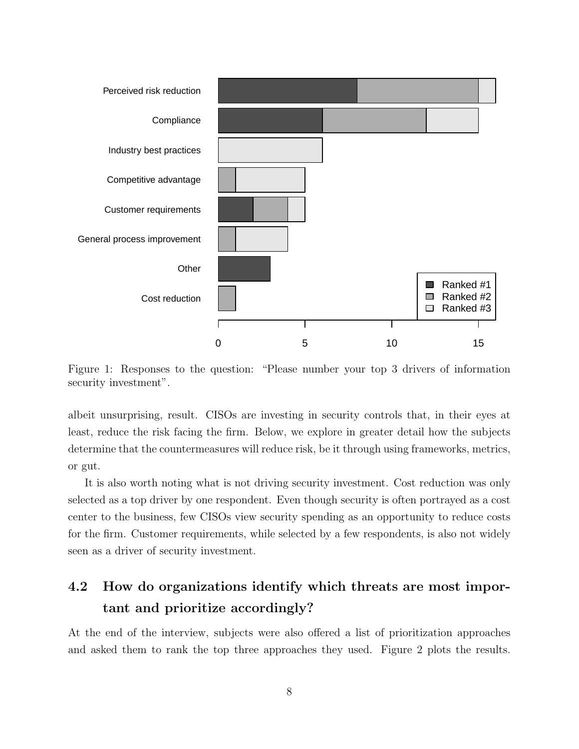Figure 1: Responses to the question: "Please number your top 3 drivers of information security investment".

albeit unsurprising, result. CISOs are investing in security controls that, in their eyes at least, reduce the risk facing the firm. Below, we explore in greater detail how the subjects determine that the countermeasures will reduce risk, be it through using frameworks, metrics, or gut.

It is also worth noting what is not driving security investment. Cost reduction was only selected as a top driver by one respondent. Even though security is often portrayed as a cost center to the business, few CISOs view security spending as an opportunity to reduce costs for the firm. Customer requirements, while selected by a few respondents, is also not widely seen as a driver of security investment.

## 4.2 How do organizations identify which threats are most important and prioritize accordingly?

At the end of the interview, subjects were also offered a list of prioritization approaches and asked them to rank the top three approaches they used. Figure 2 plots the results.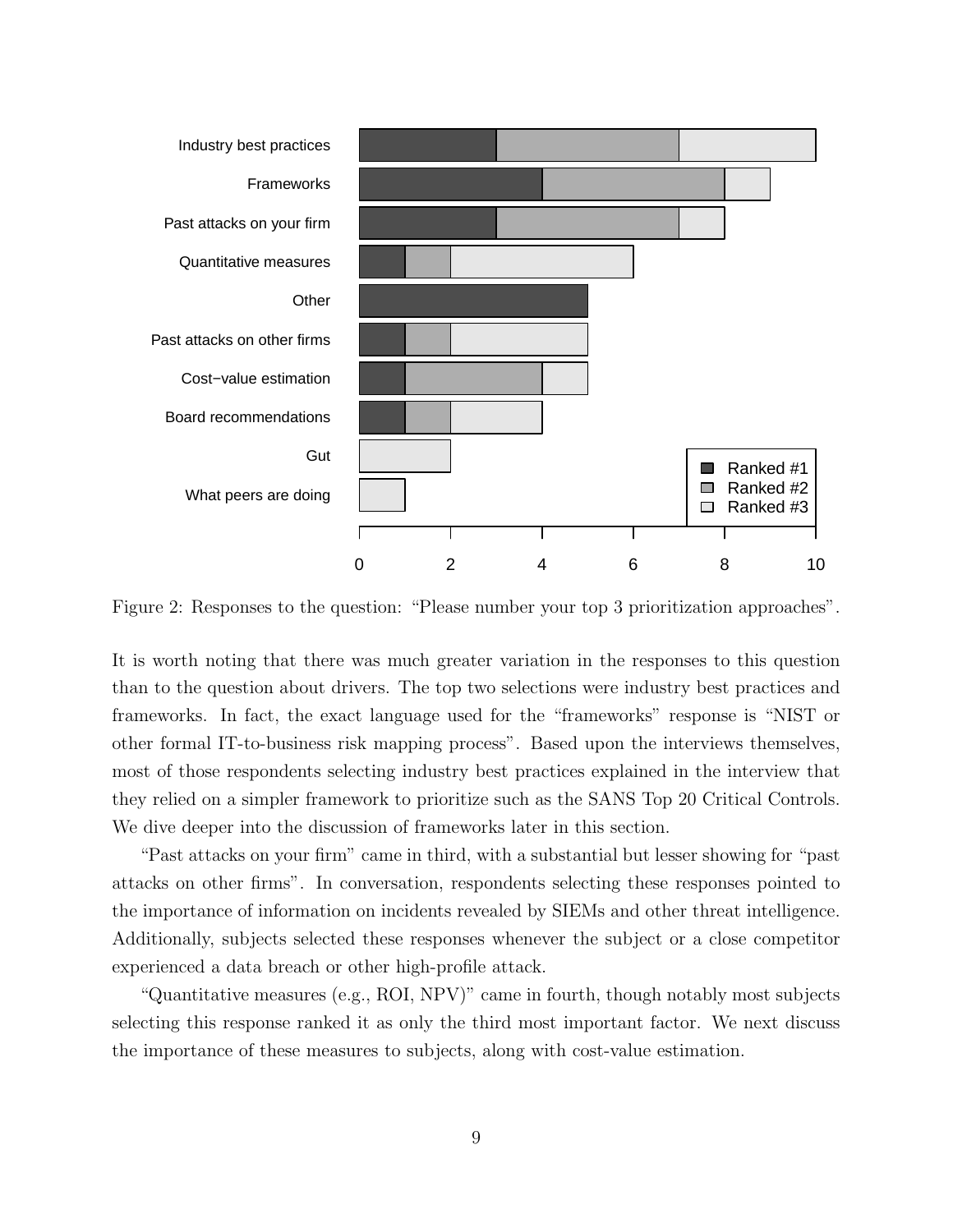Figure 2: Responses to the question: "Please number your top 3 prioritization approaches".

It is worth noting that there was much greater variation in the responses to this question than to the question about drivers. The top two selections were industry best practices and frameworks. In fact, the exact language used for the "frameworks" response is "NIST or other formal IT-to-business risk mapping process". Based upon the interviews themselves, most of those respondents selecting industry best practices explained in the interview that they relied on a simpler framework to prioritize such as the SANS Top 20 Critical Controls. We dive deeper into the discussion of frameworks later in this section.

"Past attacks on your firm" came in third, with a substantial but lesser showing for "past attacks on other firms". In conversation, respondents selecting these responses pointed to the importance of information on incidents revealed by SIEMs and other threat intelligence. Additionally, subjects selected these responses whenever the subject or a close competitor experienced a data breach or other high-profile attack.

"Quantitative measures (e.g., ROI, NPV)" came in fourth, though notably most subjects selecting this response ranked it as only the third most important factor. We next discuss the importance of these measures to subjects, along with cost-value estimation.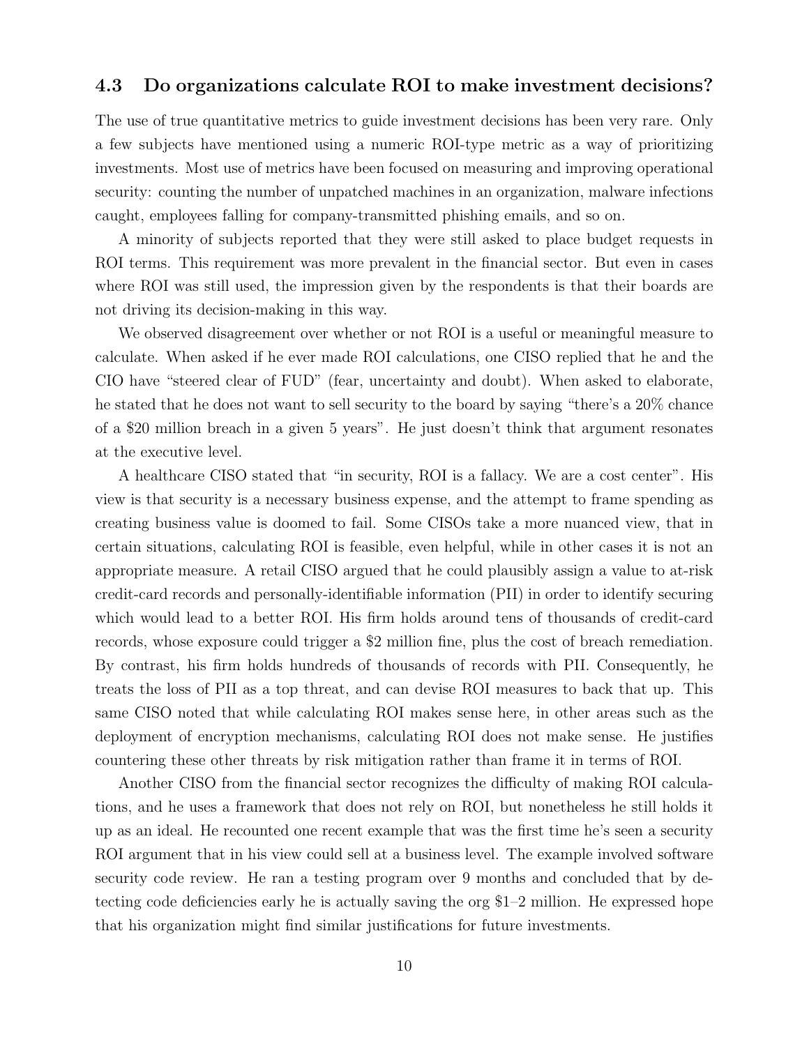### 4.3 Do organizations calculate ROI to make investment decisions?

The use of true quantitative metrics to guide investment decisions has been very rare. Only a few subjects have mentioned using a numeric ROI-type metric as a way of prioritizing investments. Most use of metrics have been focused on measuring and improving operational security: counting the number of unpatched machines in an organization, malware infections caught, employees falling for company-transmitted phishing emails, and so on.

A minority of subjects reported that they were still asked to place budget requests in ROI terms. This requirement was more prevalent in the financial sector. But even in cases where ROI was still used, the impression given by the respondents is that their boards are not driving its decision-making in this way.

We observed disagreement over whether or not ROI is a useful or meaningful measure to calculate. When asked if he ever made ROI calculations, one CISO replied that he and the CIO have "steered clear of FUD" (fear, uncertainty and doubt). When asked to elaborate, he stated that he does not want to sell security to the board by saying "there's a 20% chance of a $20 million breach in a given 5 years". He just doesn't think that argument resonates at the executive level.

A healthcare CISO stated that "in security, ROI is a fallacy. We are a cost center". His view is that security is a necessary business expense, and the attempt to frame spending as creating business value is doomed to fail. Some CISOs take a more nuanced view, that in certain situations, calculating ROI is feasible, even helpful, while in other cases it is not an appropriate measure. A retail CISO argued that he could plausibly assign a value to at-risk credit-card records and personally-identifiable information (PII) in order to identify securing which would lead to a better ROI. His firm holds around tens of thousands of credit-card records, whose exposure could trigger a $2 million fine, plus the cost of breach remediation. By contrast, his firm holds hundreds of thousands of records with PII. Consequently, he treats the loss of PII as a top threat, and can devise ROI measures to back that up. This same CISO noted that while calculating ROI makes sense here, in other areas such as the deployment of encryption mechanisms, calculating ROI does not make sense. He justifies countering these other threats by risk mitigation rather than frame it in terms of ROI.

Another CISO from the financial sector recognizes the difficulty of making ROI calculations, and he uses a framework that does not rely on ROI, but nonetheless he still holds it up as an ideal. He recounted one recent example that was the first time he's seen a security ROI argument that in his view could sell at a business level. The example involved software security code review. He ran a testing program over 9 months and concluded that by detecting code deficiencies early he is actually saving the org $1–2 million. He expressed hope that his organization might find similar justifications for future investments.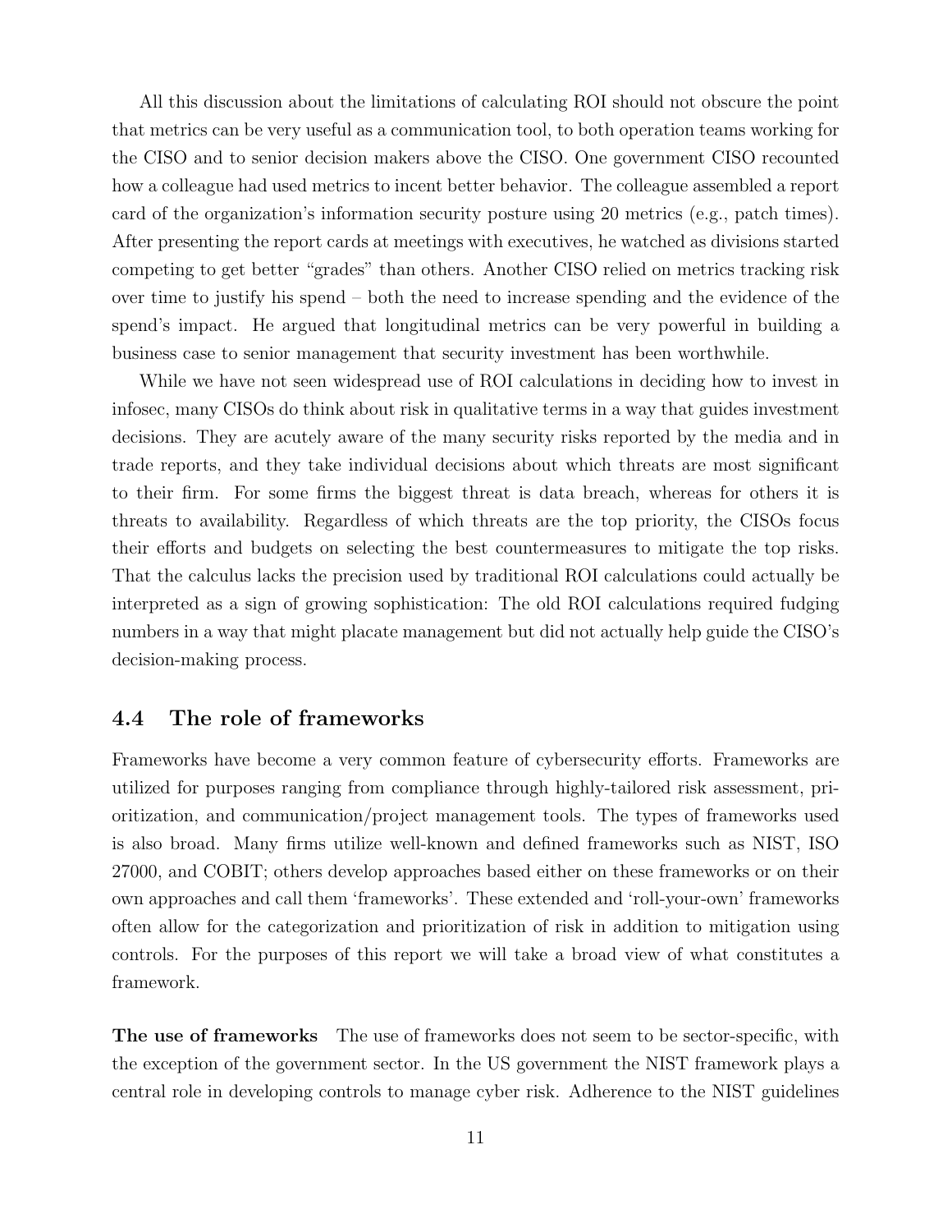All this discussion about the limitations of calculating ROI should not obscure the point that metrics can be very useful as a communication tool, to both operation teams working for the CISO and to senior decision makers above the CISO. One government CISO recounted how a colleague had used metrics to incent better behavior. The colleague assembled a report card of the organization's information security posture using 20 metrics (e.g., patch times). After presenting the report cards at meetings with executives, he watched as divisions started competing to get better "grades" than others. Another CISO relied on metrics tracking risk over time to justify his spend – both the need to increase spending and the evidence of the spend's impact. He argued that longitudinal metrics can be very powerful in building a business case to senior management that security investment has been worthwhile.

While we have not seen widespread use of ROI calculations in deciding how to invest in infosec, many CISOs do think about risk in qualitative terms in a way that guides investment decisions. They are acutely aware of the many security risks reported by the media and in trade reports, and they take individual decisions about which threats are most significant to their firm. For some firms the biggest threat is data breach, whereas for others it is threats to availability. Regardless of which threats are the top priority, the CISOs focus their efforts and budgets on selecting the best countermeasures to mitigate the top risks. That the calculus lacks the precision used by traditional ROI calculations could actually be interpreted as a sign of growing sophistication: The old ROI calculations required fudging numbers in a way that might placate management but did not actually help guide the CISO's decision-making process.

## 4.4 The role of frameworks

Frameworks have become a very common feature of cybersecurity efforts. Frameworks are utilized for purposes ranging from compliance through highly-tailored risk assessment, prioritization, and communication/project management tools. The types of frameworks used is also broad. Many firms utilize well-known and defined frameworks such as NIST, ISO 27000, and COBIT; others develop approaches based either on these frameworks or on their own approaches and call them 'frameworks'. These extended and 'roll-your-own' frameworks often allow for the categorization and prioritization of risk in addition to mitigation using controls. For the purposes of this report we will take a broad view of what constitutes a framework.

**The use of frameworks** The use of frameworks does not seem to be sector-specific, with the exception of the government sector. In the US government the NIST framework plays a central role in developing controls to manage cyber risk. Adherence to the NIST guidelines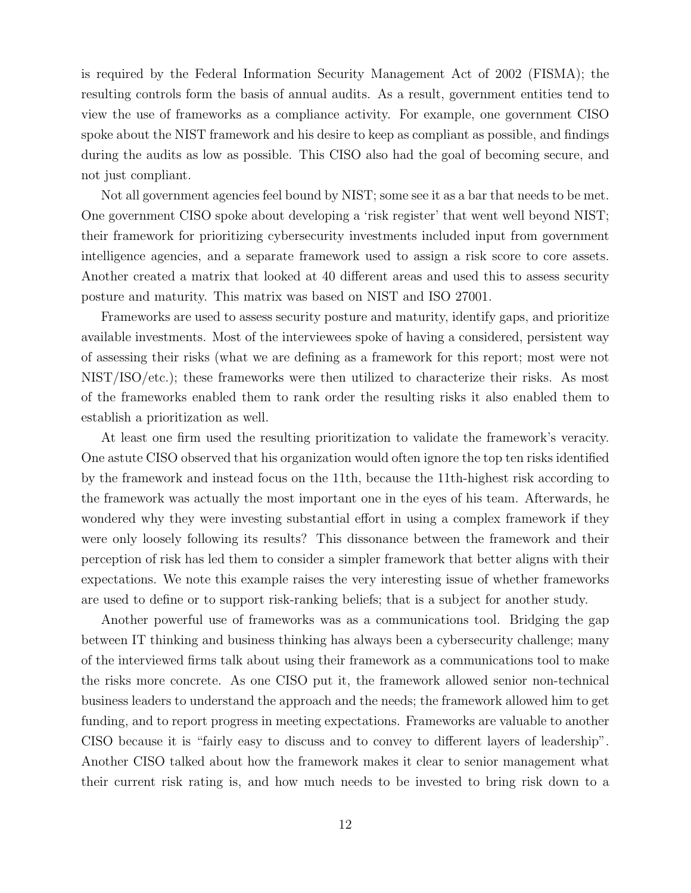is required by the Federal Information Security Management Act of 2002 (FISMA); the resulting controls form the basis of annual audits. As a result, government entities tend to view the use of frameworks as a compliance activity. For example, one government CISO spoke about the NIST framework and his desire to keep as compliant as possible, and findings during the audits as low as possible. This CISO also had the goal of becoming secure, and not just compliant.

Not all government agencies feel bound by NIST; some see it as a bar that needs to be met. One government CISO spoke about developing a 'risk register' that went well beyond NIST; their framework for prioritizing cybersecurity investments included input from government intelligence agencies, and a separate framework used to assign a risk score to core assets. Another created a matrix that looked at 40 different areas and used this to assess security posture and maturity. This matrix was based on NIST and ISO 27001.

Frameworks are used to assess security posture and maturity, identify gaps, and prioritize available investments. Most of the interviewees spoke of having a considered, persistent way of assessing their risks (what we are defining as a framework for this report; most were not NIST/ISO/etc.); these frameworks were then utilized to characterize their risks. As most of the frameworks enabled them to rank order the resulting risks it also enabled them to establish a prioritization as well.

At least one firm used the resulting prioritization to validate the framework's veracity. One astute CISO observed that his organization would often ignore the top ten risks identified by the framework and instead focus on the 11th, because the 11th-highest risk according to the framework was actually the most important one in the eyes of his team. Afterwards, he wondered why they were investing substantial effort in using a complex framework if they were only loosely following its results? This dissonance between the framework and their perception of risk has led them to consider a simpler framework that better aligns with their expectations. We note this example raises the very interesting issue of whether frameworks are used to define or to support risk-ranking beliefs; that is a subject for another study.

Another powerful use of frameworks was as a communications tool. Bridging the gap between IT thinking and business thinking has always been a cybersecurity challenge; many of the interviewed firms talk about using their framework as a communications tool to make the risks more concrete. As one CISO put it, the framework allowed senior non-technical business leaders to understand the approach and the needs; the framework allowed him to get funding, and to report progress in meeting expectations. Frameworks are valuable to another CISO because it is "fairly easy to discuss and to convey to different layers of leadership". Another CISO talked about how the framework makes it clear to senior management what their current risk rating is, and how much needs to be invested to bring risk down to a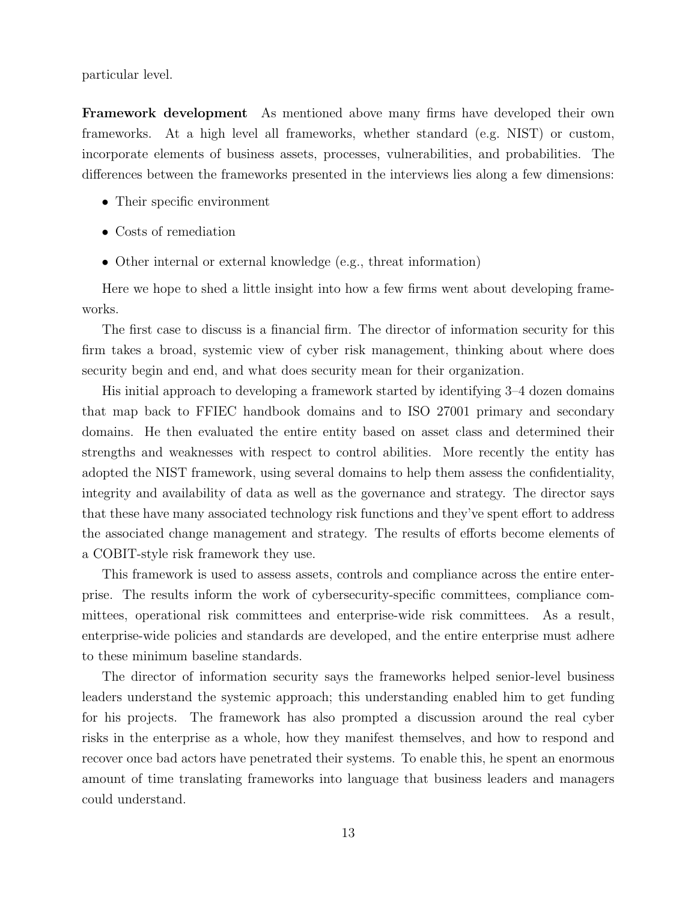particular level.

**Framework development** As mentioned above many firms have developed their own frameworks. At a high level all frameworks, whether standard (e.g. NIST) or custom, incorporate elements of business assets, processes, vulnerabilities, and probabilities. The differences between the frameworks presented in the interviews lies along a few dimensions:

- Their specific environment
- Costs of remediation
- Other internal or external knowledge (e.g., threat information)

Here we hope to shed a little insight into how a few firms went about developing frameworks.

The first case to discuss is a financial firm. The director of information security for this firm takes a broad, systemic view of cyber risk management, thinking about where does security begin and end, and what does security mean for their organization.

His initial approach to developing a framework started by identifying 3–4 dozen domains that map back to FFIEC handbook domains and to ISO 27001 primary and secondary domains. He then evaluated the entire entity based on asset class and determined their strengths and weaknesses with respect to control abilities. More recently the entity has adopted the NIST framework, using several domains to help them assess the confidentiality, integrity and availability of data as well as the governance and strategy. The director says that these have many associated technology risk functions and they've spent effort to address the associated change management and strategy. The results of efforts become elements of a COBIT-style risk framework they use.

This framework is used to assess assets, controls and compliance across the entire enterprise. The results inform the work of cybersecurity-specific committees, compliance committees, operational risk committees and enterprise-wide risk committees. As a result, enterprise-wide policies and standards are developed, and the entire enterprise must adhere to these minimum baseline standards.

The director of information security says the frameworks helped senior-level business leaders understand the systemic approach; this understanding enabled him to get funding for his projects. The framework has also prompted a discussion around the real cyber risks in the enterprise as a whole, how they manifest themselves, and how to respond and recover once bad actors have penetrated their systems. To enable this, he spent an enormous amount of time translating frameworks into language that business leaders and managers could understand.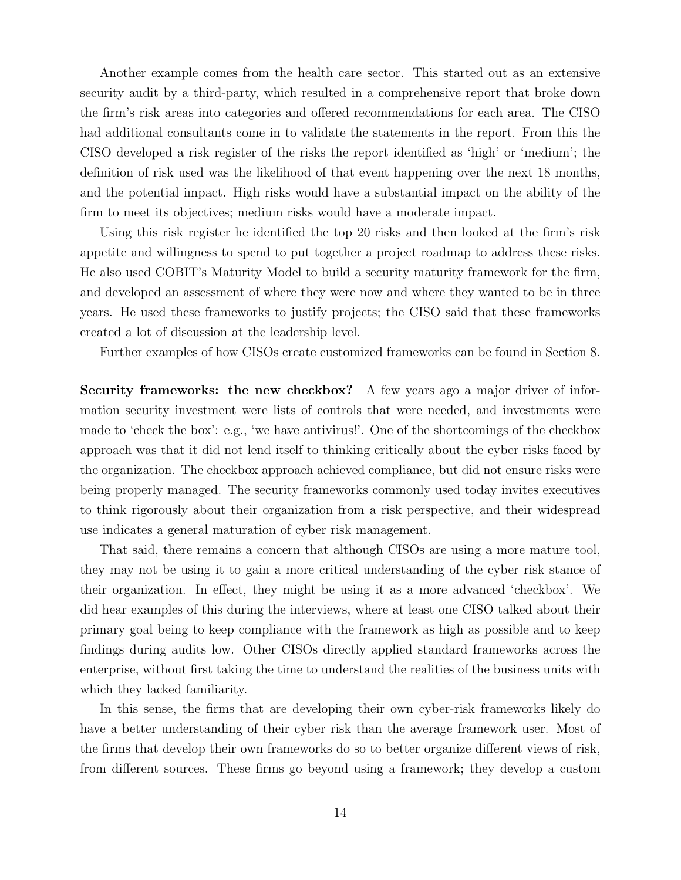Another example comes from the health care sector. This started out as an extensive security audit by a third-party, which resulted in a comprehensive report that broke down the firm's risk areas into categories and offered recommendations for each area. The CISO had additional consultants come in to validate the statements in the report. From this the CISO developed a risk register of the risks the report identified as 'high' or 'medium'; the definition of risk used was the likelihood of that event happening over the next 18 months, and the potential impact. High risks would have a substantial impact on the ability of the firm to meet its objectives; medium risks would have a moderate impact.

Using this risk register he identified the top 20 risks and then looked at the firm's risk appetite and willingness to spend to put together a project roadmap to address these risks. He also used COBIT's Maturity Model to build a security maturity framework for the firm, and developed an assessment of where they were now and where they wanted to be in three years. He used these frameworks to justify projects; the CISO said that these frameworks created a lot of discussion at the leadership level.

Further examples of how CISOs create customized frameworks can be found in Section 8.

**Security frameworks: the new checkbox?** A few years ago a major driver of information security investment were lists of controls that were needed, and investments were made to 'check the box': e.g., 'we have antivirus!'. One of the shortcomings of the checkbox approach was that it did not lend itself to thinking critically about the cyber risks faced by the organization. The checkbox approach achieved compliance, but did not ensure risks were being properly managed. The security frameworks commonly used today invites executives to think rigorously about their organization from a risk perspective, and their widespread use indicates a general maturation of cyber risk management.

That said, there remains a concern that although CISOs are using a more mature tool, they may not be using it to gain a more critical understanding of the cyber risk stance of their organization. In effect, they might be using it as a more advanced 'checkbox'. We did hear examples of this during the interviews, where at least one CISO talked about their primary goal being to keep compliance with the framework as high as possible and to keep findings during audits low. Other CISOs directly applied standard frameworks across the enterprise, without first taking the time to understand the realities of the business units with which they lacked familiarity.

In this sense, the firms that are developing their own cyber-risk frameworks likely do have a better understanding of their cyber risk than the average framework user. Most of the firms that develop their own frameworks do so to better organize different views of risk, from different sources. These firms go beyond using a framework; they develop a custom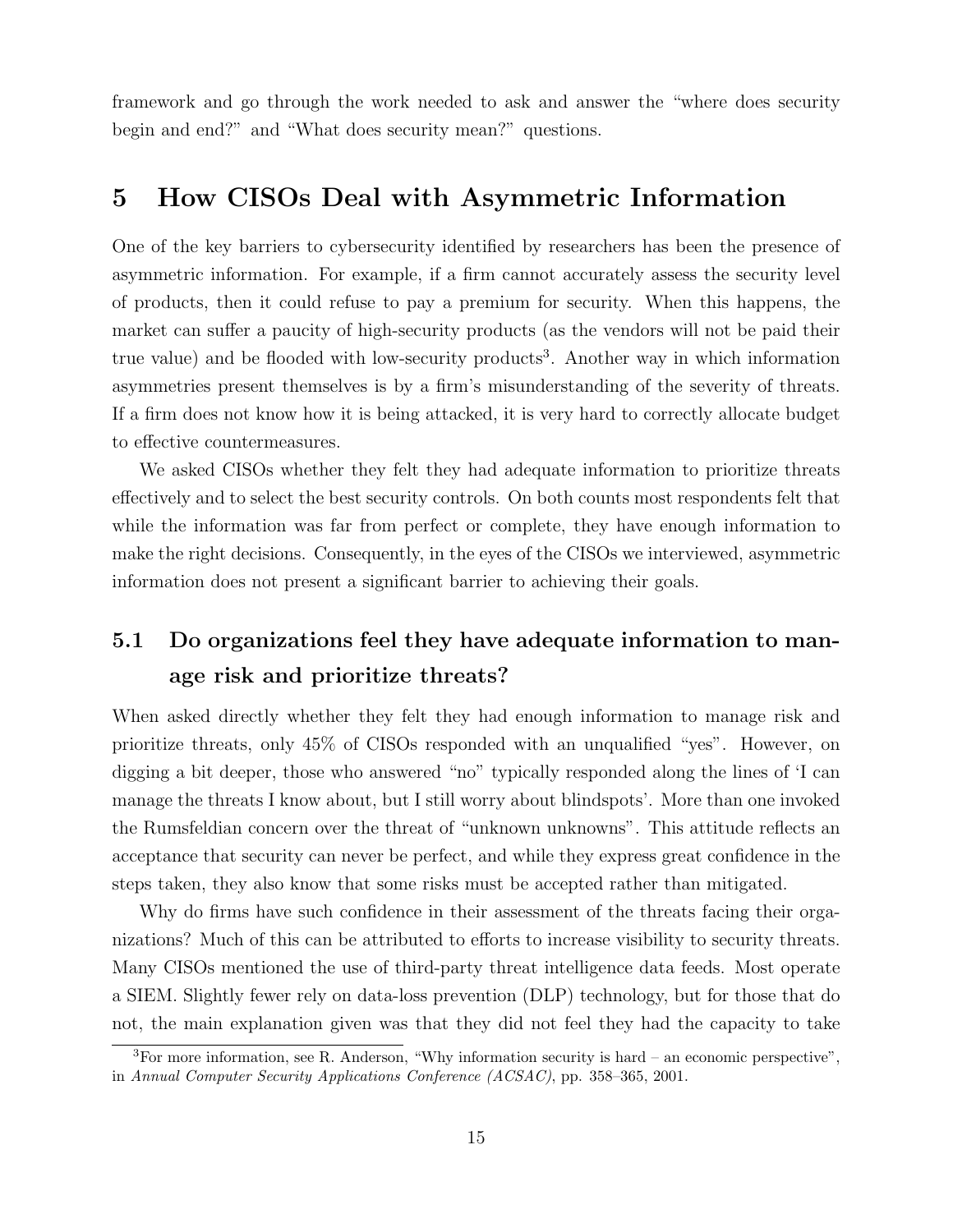framework and go through the work needed to ask and answer the "where does security begin and end?" and "What does security mean?" questions.

# 5 How CISOs Deal with Asymmetric Information

One of the key barriers to cybersecurity identified by researchers has been the presence of asymmetric information. For example, if a firm cannot accurately assess the security level of products, then it could refuse to pay a premium for security. When this happens, the market can suffer a paucity of high-security products (as the vendors will not be paid their true value) and be flooded with low-security products[3]. Another way in which information asymmetries present themselves is by a firm's misunderstanding of the severity of threats. If a firm does not know how it is being attacked, it is very hard to correctly allocate budget to effective countermeasures.

We asked CISOs whether they felt they had adequate information to prioritize threats effectively and to select the best security controls. On both counts most respondents felt that while the information was far from perfect or complete, they have enough information to make the right decisions. Consequently, in the eyes of the CISOs we interviewed, asymmetric information does not present a significant barrier to achieving their goals.

## 5.1 Do organizations feel they have adequate information to manage risk and prioritize threats?

When asked directly whether they felt they had enough information to manage risk and prioritize threats, only 45% of CISOs responded with an unqualified "yes". However, on digging a bit deeper, those who answered "no" typically responded along the lines of 'I can manage the threats I know about, but I still worry about blindspots'. More than one invoked the Rumsfeldian concern over the threat of "unknown unknowns". This attitude reflects an acceptance that security can never be perfect, and while they express great confidence in the steps taken, they also know that some risks must be accepted rather than mitigated.

Why do firms have such confidence in their assessment of the threats facing their organizations? Much of this can be attributed to efforts to increase visibility to security threats. Many CISOs mentioned the use of third-party threat intelligence data feeds. Most operate a SIEM. Slightly fewer rely on data-loss prevention (DLP) technology, but for those that do not, the main explanation given was that they did not feel they had the capacity to take

[3]For more information, see R. Anderson, "Why information security is hard – an economic perspective", in *Annual Computer Security Applications Conference (ACSAC)*, pp. 358–365, 2001.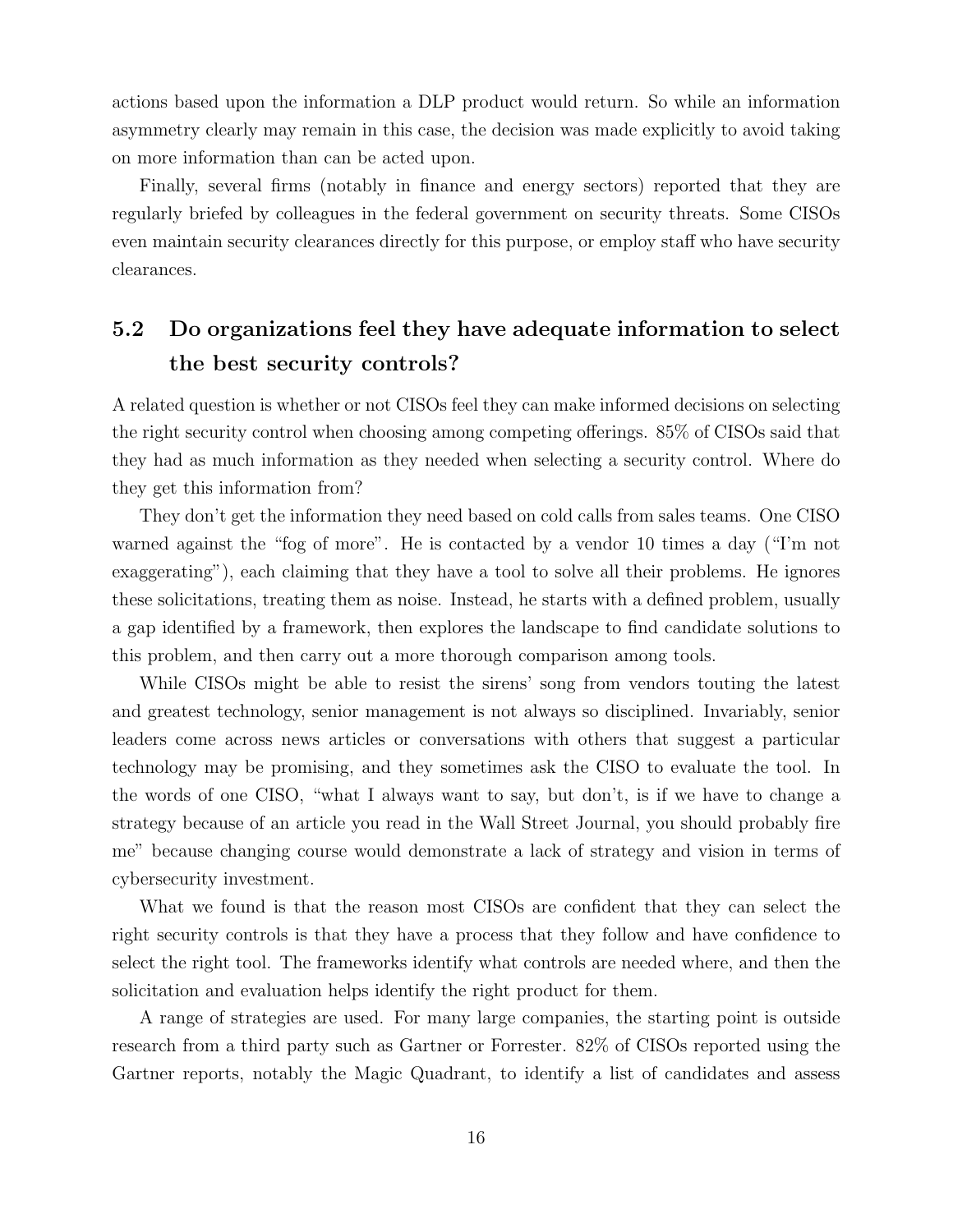actions based upon the information a DLP product would return. So while an information asymmetry clearly may remain in this case, the decision was made explicitly to avoid taking on more information than can be acted upon.

Finally, several firms (notably in finance and energy sectors) reported that they are regularly briefed by colleagues in the federal government on security threats. Some CISOs even maintain security clearances directly for this purpose, or employ staff who have security clearances.

## 5.2 Do organizations feel they have adequate information to select the best security controls?

A related question is whether or not CISOs feel they can make informed decisions on selecting the right security control when choosing among competing offerings. 85% of CISOs said that they had as much information as they needed when selecting a security control. Where do they get this information from?

They don't get the information they need based on cold calls from sales teams. One CISO warned against the "fog of more". He is contacted by a vendor 10 times a day ("I'm not exaggerating"), each claiming that they have a tool to solve all their problems. He ignores these solicitations, treating them as noise. Instead, he starts with a defined problem, usually a gap identified by a framework, then explores the landscape to find candidate solutions to this problem, and then carry out a more thorough comparison among tools.

While CISOs might be able to resist the sirens' song from vendors touting the latest and greatest technology, senior management is not always so disciplined. Invariably, senior leaders come across news articles or conversations with others that suggest a particular technology may be promising, and they sometimes ask the CISO to evaluate the tool. In the words of one CISO, "what I always want to say, but don't, is if we have to change a strategy because of an article you read in the Wall Street Journal, you should probably fire me" because changing course would demonstrate a lack of strategy and vision in terms of cybersecurity investment.

What we found is that the reason most CISOs are confident that they can select the right security controls is that they have a process that they follow and have confidence to select the right tool. The frameworks identify what controls are needed where, and then the solicitation and evaluation helps identify the right product for them.

A range of strategies are used. For many large companies, the starting point is outside research from a third party such as Gartner or Forrester. 82% of CISOs reported using the Gartner reports, notably the Magic Quadrant, to identify a list of candidates and assess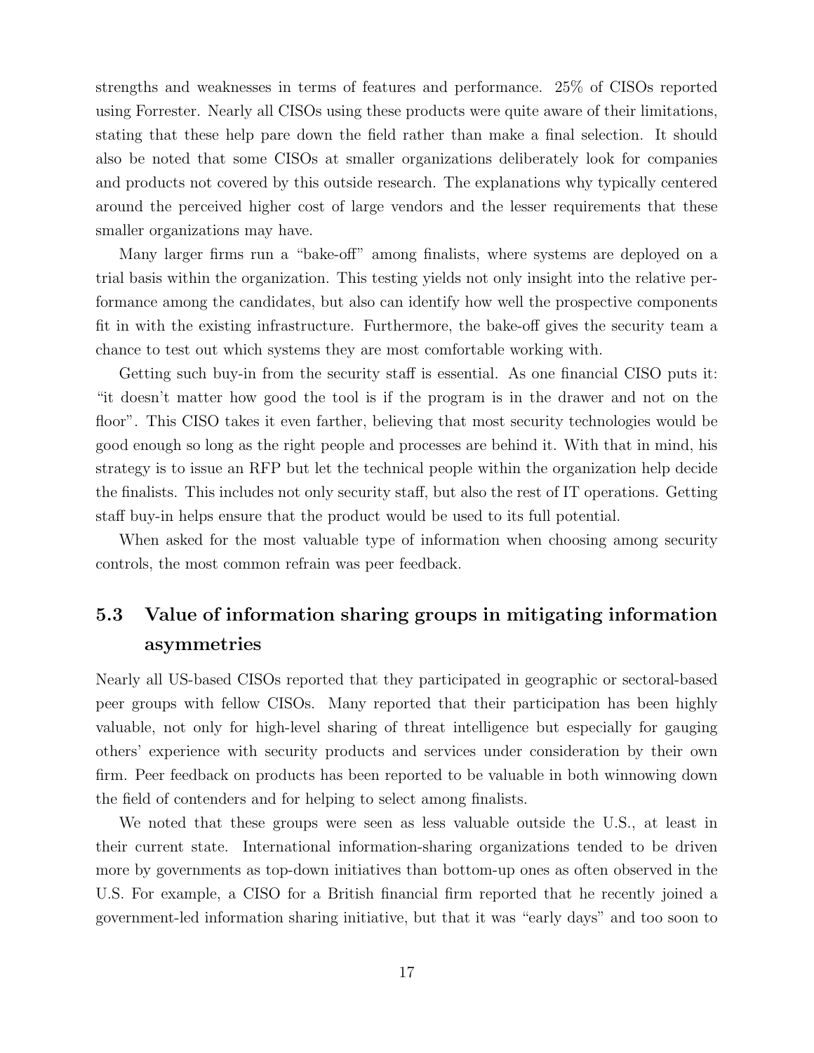strengths and weaknesses in terms of features and performance. 25% of CISOs reported using Forrester. Nearly all CISOs using these products were quite aware of their limitations, stating that these help pare down the field rather than make a final selection. It should also be noted that some CISOs at smaller organizations deliberately look for companies and products not covered by this outside research. The explanations why typically centered around the perceived higher cost of large vendors and the lesser requirements that these smaller organizations may have.

Many larger firms run a "bake-off" among finalists, where systems are deployed on a trial basis within the organization. This testing yields not only insight into the relative performance among the candidates, but also can identify how well the prospective components fit in with the existing infrastructure. Furthermore, the bake-off gives the security team a chance to test out which systems they are most comfortable working with.

Getting such buy-in from the security staff is essential. As one financial CISO puts it: "it doesn't matter how good the tool is if the program is in the drawer and not on the floor". This CISO takes it even farther, believing that most security technologies would be good enough so long as the right people and processes are behind it. With that in mind, his strategy is to issue an RFP but let the technical people within the organization help decide the finalists. This includes not only security staff, but also the rest of IT operations. Getting staff buy-in helps ensure that the product would be used to its full potential.

When asked for the most valuable type of information when choosing among security controls, the most common refrain was peer feedback.

## 5.3 Value of information sharing groups in mitigating information asymmetries

Nearly all US-based CISOs reported that they participated in geographic or sectoral-based peer groups with fellow CISOs. Many reported that their participation has been highly valuable, not only for high-level sharing of threat intelligence but especially for gauging others' experience with security products and services under consideration by their own firm. Peer feedback on products has been reported to be valuable in both winnowing down the field of contenders and for helping to select among finalists.

We noted that these groups were seen as less valuable outside the U.S., at least in their current state. International information-sharing organizations tended to be driven more by governments as top-down initiatives than bottom-up ones as often observed in the U.S. For example, a CISO for a British financial firm reported that he recently joined a government-led information sharing initiative, but that it was "early days" and too soon to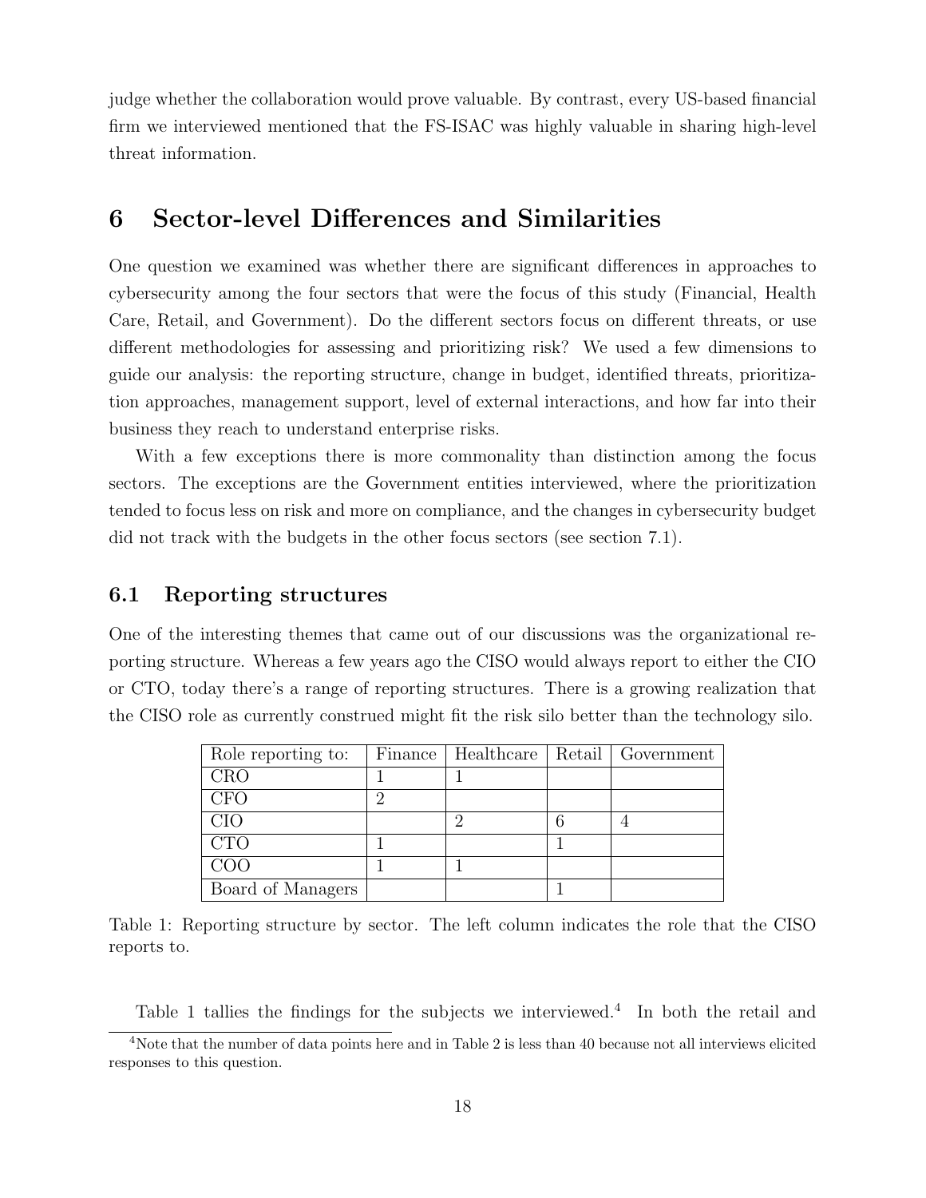judge whether the collaboration would prove valuable. By contrast, every US-based financial firm we interviewed mentioned that the FS-ISAC was highly valuable in sharing high-level threat information.

# 6 Sector-level Differences and Similarities

One question we examined was whether there are significant differences in approaches to cybersecurity among the four sectors that were the focus of this study (Financial, Health Care, Retail, and Government). Do the different sectors focus on different threats, or use different methodologies for assessing and prioritizing risk? We used a few dimensions to guide our analysis: the reporting structure, change in budget, identified threats, prioritization approaches, management support, level of external interactions, and how far into their business they reach to understand enterprise risks.

With a few exceptions there is more commonality than distinction among the focus sectors. The exceptions are the Government entities interviewed, where the prioritization tended to focus less on risk and more on compliance, and the changes in cybersecurity budget did not track with the budgets in the other focus sectors (see section 7.1).

## 6.1 Reporting structures

One of the interesting themes that came out of our discussions was the organizational reporting structure. Whereas a few years ago the CISO would always report to either the CIO or CTO, today there's a range of reporting structures. There is a growing realization that the CISO role as currently construed might fit the risk silo better than the technology silo.

| Role reporting to: | Finance | Healthcare | Retail | Government |
|---|---|---|---|---|
| CRO | 1 | 1 | | |
| CFO | 2 | | | |
| CIO | | 2 | 6 | 4 |
| CTO | 1 | | 1 | |
| COO | 1 | 1 | | |
| Board of Managers | | | 1 | |

Table 1: Reporting structure by sector. The left column indicates the role that the CISO reports to.

Table 1 tallies the findings for the subjects we interviewed.[4] In both the retail and

[4]Note that the number of data points here and in Table 2 is less than 40 because not all interviews elicited responses to this question.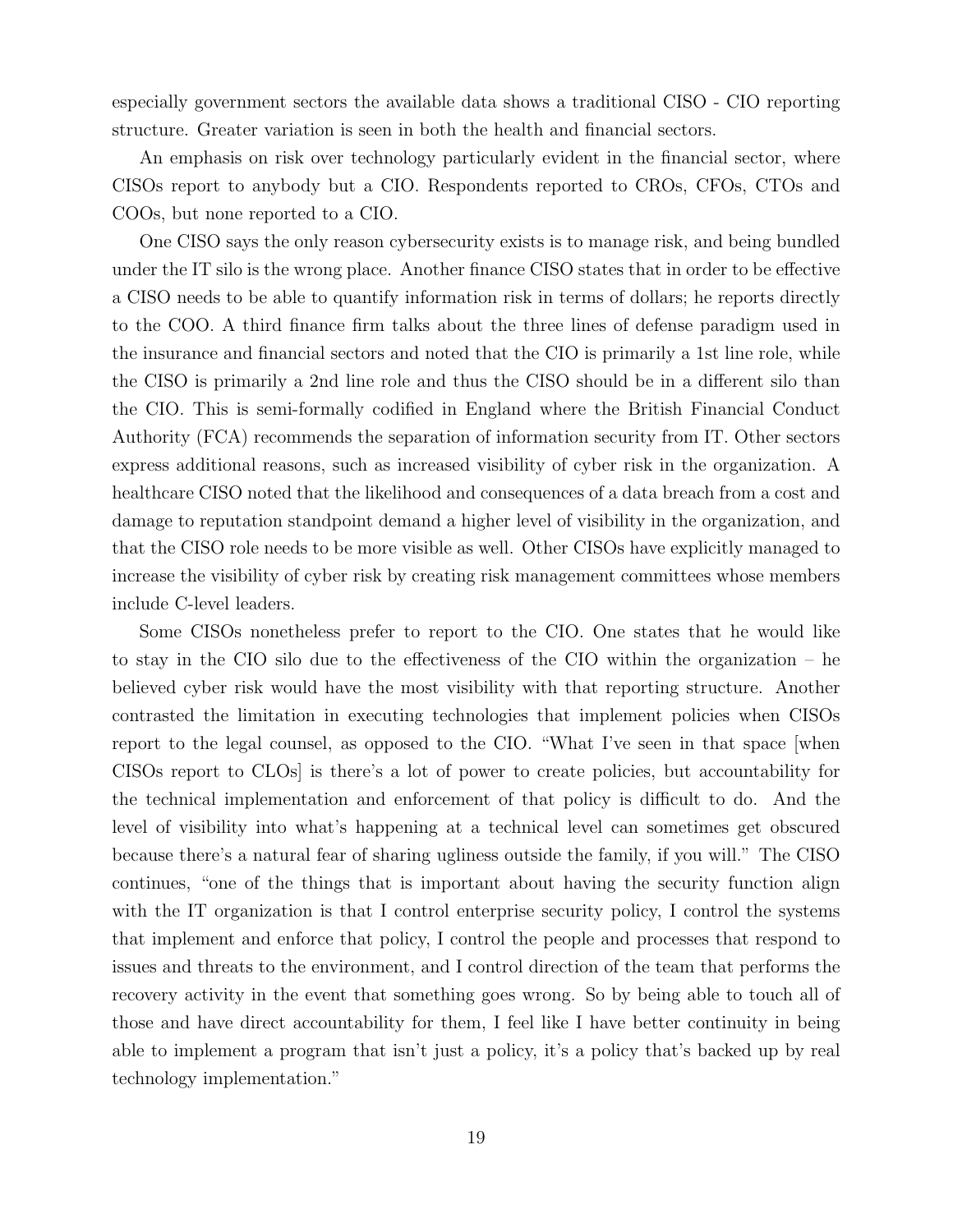especially government sectors the available data shows a traditional CISO - CIO reporting structure. Greater variation is seen in both the health and financial sectors.

An emphasis on risk over technology particularly evident in the financial sector, where CISOs report to anybody but a CIO. Respondents reported to CROs, CFOs, CTOs and COOs, but none reported to a CIO.

One CISO says the only reason cybersecurity exists is to manage risk, and being bundled under the IT silo is the wrong place. Another finance CISO states that in order to be effective a CISO needs to be able to quantify information risk in terms of dollars; he reports directly to the COO. A third finance firm talks about the three lines of defense paradigm used in the insurance and financial sectors and noted that the CIO is primarily a 1st line role, while the CISO is primarily a 2nd line role and thus the CISO should be in a different silo than the CIO. This is semi-formally codified in England where the British Financial Conduct Authority (FCA) recommends the separation of information security from IT. Other sectors express additional reasons, such as increased visibility of cyber risk in the organization. A healthcare CISO noted that the likelihood and consequences of a data breach from a cost and damage to reputation standpoint demand a higher level of visibility in the organization, and that the CISO role needs to be more visible as well. Other CISOs have explicitly managed to increase the visibility of cyber risk by creating risk management committees whose members include C-level leaders.

Some CISOs nonetheless prefer to report to the CIO. One states that he would like to stay in the CIO silo due to the effectiveness of the CIO within the organization – he believed cyber risk would have the most visibility with that reporting structure. Another contrasted the limitation in executing technologies that implement policies when CISOs report to the legal counsel, as opposed to the CIO. "What I've seen in that space [when CISOs report to CLOs] is there's a lot of power to create policies, but accountability for the technical implementation and enforcement of that policy is difficult to do. And the level of visibility into what's happening at a technical level can sometimes get obscured because there's a natural fear of sharing ugliness outside the family, if you will." The CISO continues, "one of the things that is important about having the security function align with the IT organization is that I control enterprise security policy, I control the systems that implement and enforce that policy, I control the people and processes that respond to issues and threats to the environment, and I control direction of the team that performs the recovery activity in the event that something goes wrong. So by being able to touch all of those and have direct accountability for them, I feel like I have better continuity in being able to implement a program that isn't just a policy, it's a policy that's backed up by real technology implementation."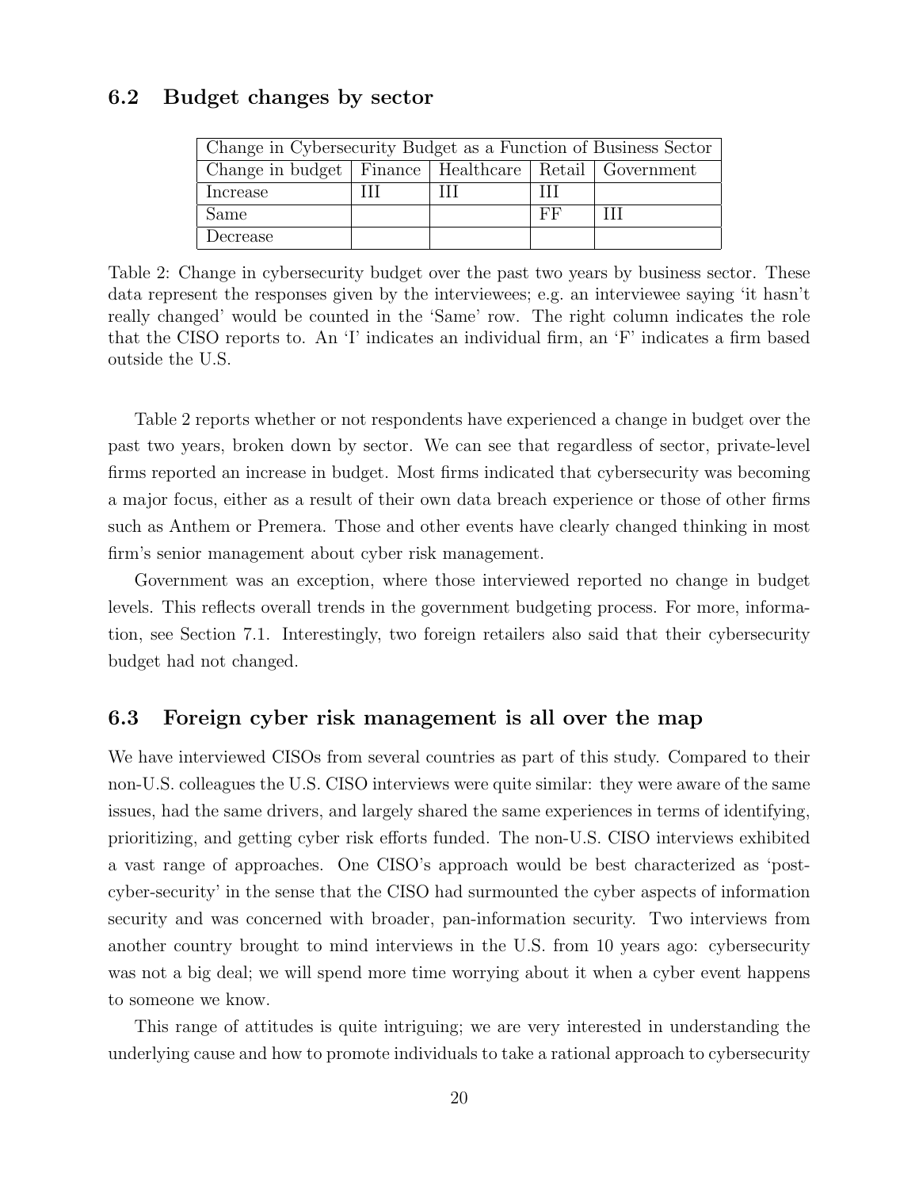## 6.2 Budget changes by sector

| Change in Cybersecurity Budget as a Function of Business Sector | | | | |
|---|---|---|---|---|
| Change in budget | Finance | Healthcare | Retail | Government |
| Increase | III | III | III | |
| Same | | | FF | III |
| Decrease | | | | |

Table 2: Change in cybersecurity budget over the past two years by business sector. These data represent the responses given by the interviewees; e.g. an interviewee saying 'it hasn't really changed' would be counted in the 'Same' row. The right column indicates the role that the CISO reports to. An 'I' indicates an individual firm, an 'F' indicates a firm based outside the U.S.

Table 2 reports whether or not respondents have experienced a change in budget over the past two years, broken down by sector. We can see that regardless of sector, private-level firms reported an increase in budget. Most firms indicated that cybersecurity was becoming a major focus, either as a result of their own data breach experience or those of other firms such as Anthem or Premera. Those and other events have clearly changed thinking in most firm's senior management about cyber risk management.

Government was an exception, where those interviewed reported no change in budget levels. This reflects overall trends in the government budgeting process. For more, information, see Section 7.1. Interestingly, two foreign retailers also said that their cybersecurity budget had not changed.

## 6.3 Foreign cyber risk management is all over the map

We have interviewed CISOs from several countries as part of this study. Compared to their non-U.S. colleagues the U.S. CISO interviews were quite similar: they were aware of the same issues, had the same drivers, and largely shared the same experiences in terms of identifying, prioritizing, and getting cyber risk efforts funded. The non-U.S. CISO interviews exhibited a vast range of approaches. One CISO's approach would be best characterized as 'post-cyber-security' in the sense that the CISO had surmounted the cyber aspects of information security and was concerned with broader, pan-information security. Two interviews from another country brought to mind interviews in the U.S. from 10 years ago: cybersecurity was not a big deal; we will spend more time worrying about it when a cyber event happens to someone we know.

This range of attitudes is quite intriguing; we are very interested in understanding the underlying cause and how to promote individuals to take a rational approach to cybersecurity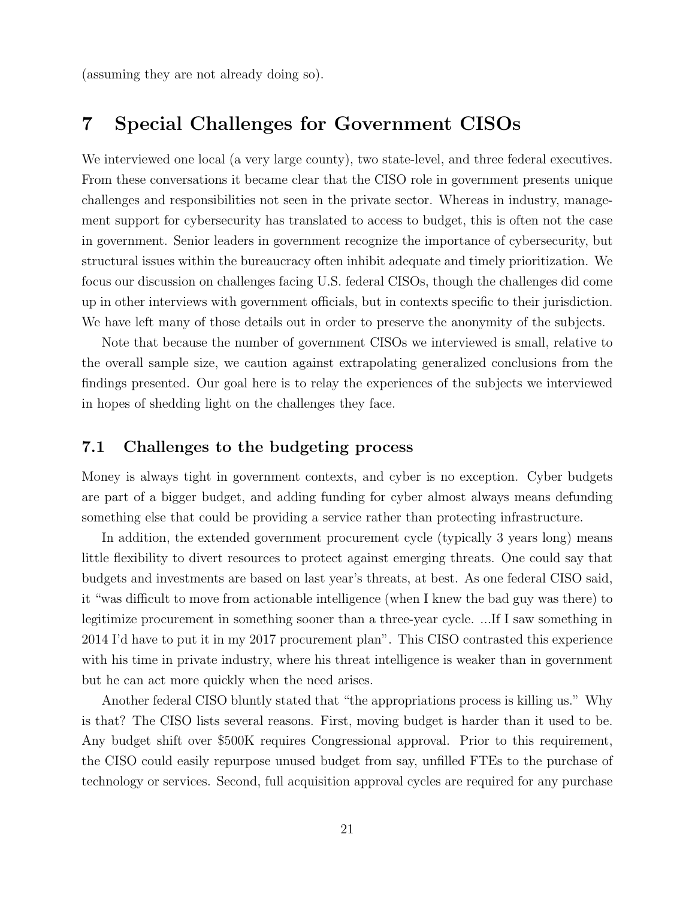(assuming they are not already doing so).

## 7 Special Challenges for Government CISOs

We interviewed one local (a very large county), two state-level, and three federal executives. From these conversations it became clear that the CISO role in government presents unique challenges and responsibilities not seen in the private sector. Whereas in industry, management support for cybersecurity has translated to access to budget, this is often not the case in government. Senior leaders in government recognize the importance of cybersecurity, but structural issues within the bureaucracy often inhibit adequate and timely prioritization. We focus our discussion on challenges facing U.S. federal CISOs, though the challenges did come up in other interviews with government officials, but in contexts specific to their jurisdiction. We have left many of those details out in order to preserve the anonymity of the subjects.

Note that because the number of government CISOs we interviewed is small, relative to the overall sample size, we caution against extrapolating generalized conclusions from the findings presented. Our goal here is to relay the experiences of the subjects we interviewed in hopes of shedding light on the challenges they face.

### 7.1 Challenges to the budgeting process

Money is always tight in government contexts, and cyber is no exception. Cyber budgets are part of a bigger budget, and adding funding for cyber almost always means defunding something else that could be providing a service rather than protecting infrastructure.

In addition, the extended government procurement cycle (typically 3 years long) means little flexibility to divert resources to protect against emerging threats. One could say that budgets and investments are based on last year's threats, at best. As one federal CISO said, it "was difficult to move from actionable intelligence (when I knew the bad guy was there) to legitimize procurement in something sooner than a three-year cycle. ...If I saw something in 2014 I'd have to put it in my 2017 procurement plan". This CISO contrasted this experience with his time in private industry, where his threat intelligence is weaker than in government but he can act more quickly when the need arises.

Another federal CISO bluntly stated that "the appropriations process is killing us." Why is that? The CISO lists several reasons. First, moving budget is harder than it used to be. Any budget shift over $500K requires Congressional approval. Prior to this requirement, the CISO could easily repurpose unused budget from say, unfilled FTEs to the purchase of technology or services. Second, full acquisition approval cycles are required for any purchase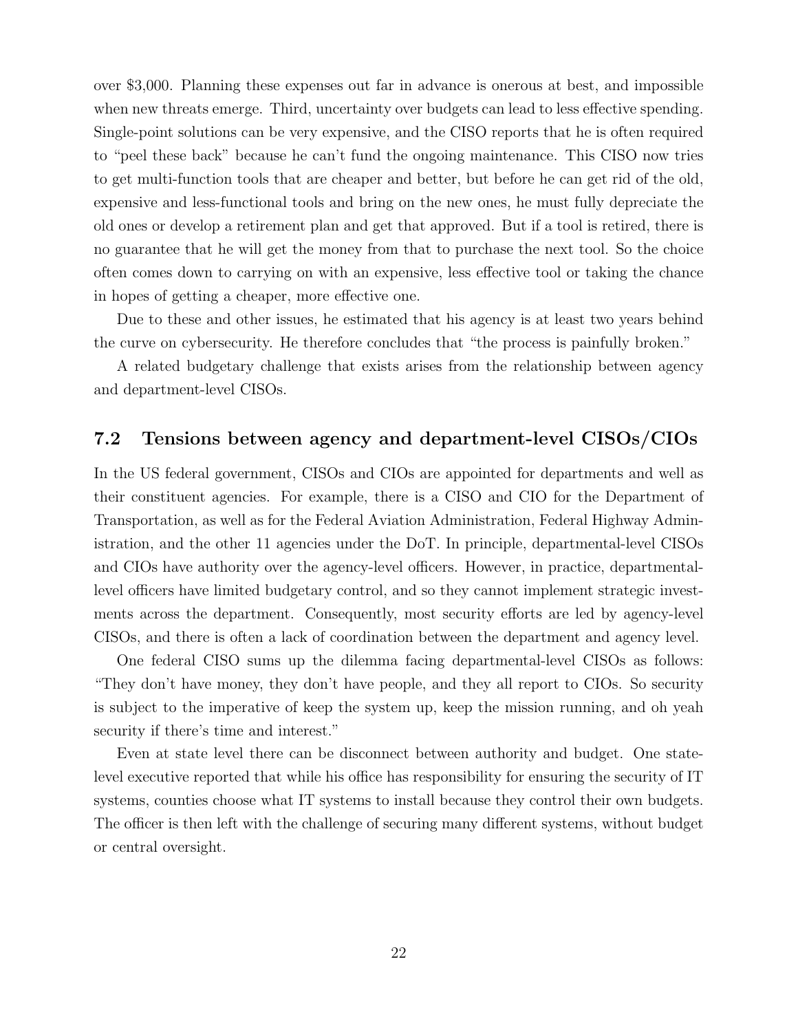over $3,000. Planning these expenses out far in advance is onerous at best, and impossible when new threats emerge. Third, uncertainty over budgets can lead to less effective spending. Single-point solutions can be very expensive, and the CISO reports that he is often required to "peel these back" because he can't fund the ongoing maintenance. This CISO now tries to get multi-function tools that are cheaper and better, but before he can get rid of the old, expensive and less-functional tools and bring on the new ones, he must fully depreciate the old ones or develop a retirement plan and get that approved. But if a tool is retired, there is no guarantee that he will get the money from that to purchase the next tool. So the choice often comes down to carrying on with an expensive, less effective tool or taking the chance in hopes of getting a cheaper, more effective one.

Due to these and other issues, he estimated that his agency is at least two years behind the curve on cybersecurity. He therefore concludes that "the process is painfully broken."

A related budgetary challenge that exists arises from the relationship between agency and department-level CISOs.

## 7.2 Tensions between agency and department-level CISOs/CIOs

In the US federal government, CISOs and CIOs are appointed for departments and well as their constituent agencies. For example, there is a CISO and CIO for the Department of Transportation, as well as for the Federal Aviation Administration, Federal Highway Administration, and the other 11 agencies under the DoT. In principle, departmental-level CISOs and CIOs have authority over the agency-level officers. However, in practice, departmental-level officers have limited budgetary control, and so they cannot implement strategic investments across the department. Consequently, most security efforts are led by agency-level CISOs, and there is often a lack of coordination between the department and agency level.

One federal CISO sums up the dilemma facing departmental-level CISOs as follows: "They don't have money, they don't have people, and they all report to CIOs. So security is subject to the imperative of keep the system up, keep the mission running, and oh yeah security if there's time and interest."

Even at state level there can be disconnect between authority and budget. One state-level executive reported that while his office has responsibility for ensuring the security of IT systems, counties choose what IT systems to install because they control their own budgets. The officer is then left with the challenge of securing many different systems, without budget or central oversight.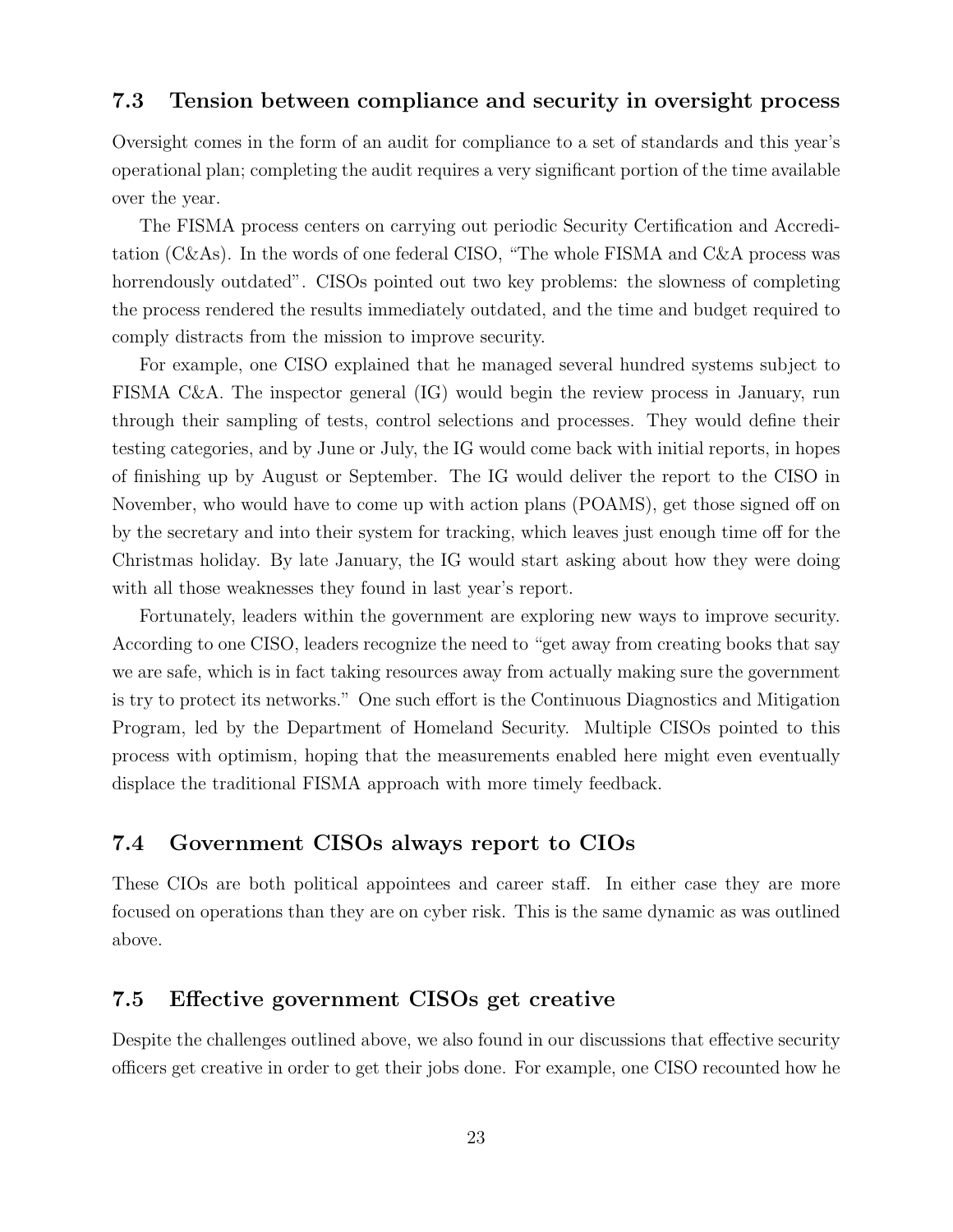### 7.3 Tension between compliance and security in oversight process

Oversight comes in the form of an audit for compliance to a set of standards and this year's operational plan; completing the audit requires a very significant portion of the time available over the year.

The FISMA process centers on carrying out periodic Security Certification and Accreditation (C&As). In the words of one federal CISO, "The whole FISMA and C&A process was horrendously outdated". CISOs pointed out two key problems: the slowness of completing the process rendered the results immediately outdated, and the time and budget required to comply distracts from the mission to improve security.

For example, one CISO explained that he managed several hundred systems subject to FISMA C&A. The inspector general (IG) would begin the review process in January, run through their sampling of tests, control selections and processes. They would define their testing categories, and by June or July, the IG would come back with initial reports, in hopes of finishing up by August or September. The IG would deliver the report to the CISO in November, who would have to come up with action plans (POAMS), get those signed off on by the secretary and into their system for tracking, which leaves just enough time off for the Christmas holiday. By late January, the IG would start asking about how they were doing with all those weaknesses they found in last year's report.

Fortunately, leaders within the government are exploring new ways to improve security. According to one CISO, leaders recognize the need to "get away from creating books that say we are safe, which is in fact taking resources away from actually making sure the government is try to protect its networks." One such effort is the Continuous Diagnostics and Mitigation Program, led by the Department of Homeland Security. Multiple CISOs pointed to this process with optimism, hoping that the measurements enabled here might even eventually displace the traditional FISMA approach with more timely feedback.

### 7.4 Government CISOs always report to CIOs

These CIOs are both political appointees and career staff. In either case they are more focused on operations than they are on cyber risk. This is the same dynamic as was outlined above.

### 7.5 Effective government CISOs get creative

Despite the challenges outlined above, we also found in our discussions that effective security officers get creative in order to get their jobs done. For example, one CISO recounted how he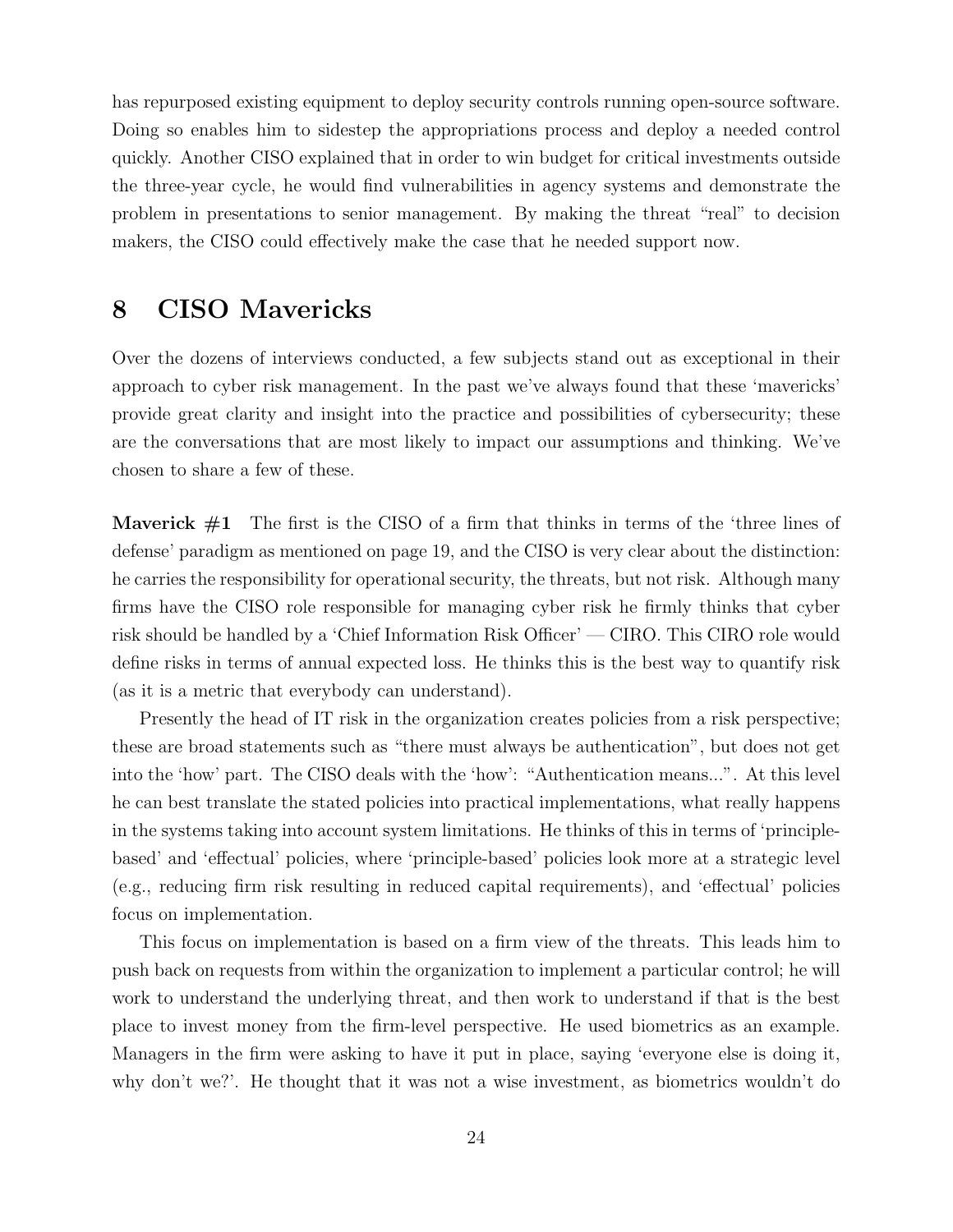has repurposed existing equipment to deploy security controls running open-source software. Doing so enables him to sidestep the appropriations process and deploy a needed control quickly. Another CISO explained that in order to win budget for critical investments outside the three-year cycle, he would find vulnerabilities in agency systems and demonstrate the problem in presentations to senior management. By making the threat "real" to decision makers, the CISO could effectively make the case that he needed support now.

# 8 CISO Mavericks

Over the dozens of interviews conducted, a few subjects stand out as exceptional in their approach to cyber risk management. In the past we've always found that these 'mavericks' provide great clarity and insight into the practice and possibilities of cybersecurity; these are the conversations that are most likely to impact our assumptions and thinking. We've chosen to share a few of these.

**Maverick #1** The first is the CISO of a firm that thinks in terms of the 'three lines of defense' paradigm as mentioned on page 19, and the CISO is very clear about the distinction: he carries the responsibility for operational security, the threats, but not risk. Although many firms have the CISO role responsible for managing cyber risk he firmly thinks that cyber risk should be handled by a 'Chief Information Risk Officer' — CIRO. This CIRO role would define risks in terms of annual expected loss. He thinks this is the best way to quantify risk (as it is a metric that everybody can understand).

Presently the head of IT risk in the organization creates policies from a risk perspective; these are broad statements such as "there must always be authentication", but does not get into the 'how' part. The CISO deals with the 'how': "Authentication means...". At this level he can best translate the stated policies into practical implementations, what really happens in the systems taking into account system limitations. He thinks of this in terms of 'principle-based' and 'effectual' policies, where 'principle-based' policies look more at a strategic level (e.g., reducing firm risk resulting in reduced capital requirements), and 'effectual' policies focus on implementation.

This focus on implementation is based on a firm view of the threats. This leads him to push back on requests from within the organization to implement a particular control; he will work to understand the underlying threat, and then work to understand if that is the best place to invest money from the firm-level perspective. He used biometrics as an example. Managers in the firm were asking to have it put in place, saying 'everyone else is doing it, why don't we?'. He thought that it was not a wise investment, as biometrics wouldn't do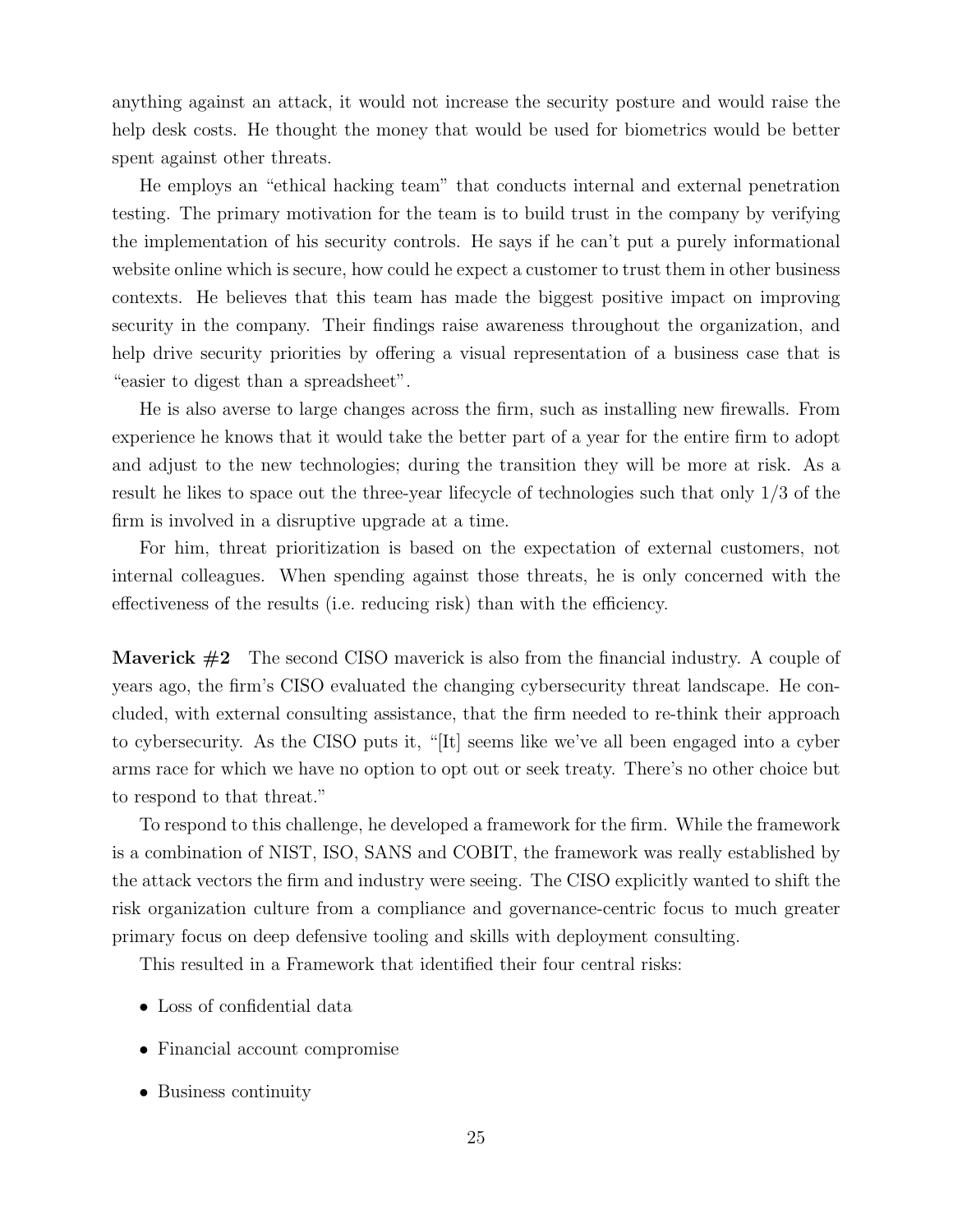anything against an attack, it would not increase the security posture and would raise the help desk costs. He thought the money that would be used for biometrics would be better spent against other threats.

He employs an "ethical hacking team" that conducts internal and external penetration testing. The primary motivation for the team is to build trust in the company by verifying the implementation of his security controls. He says if he can't put a purely informational website online which is secure, how could he expect a customer to trust them in other business contexts. He believes that this team has made the biggest positive impact on improving security in the company. Their findings raise awareness throughout the organization, and help drive security priorities by offering a visual representation of a business case that is "easier to digest than a spreadsheet".

He is also averse to large changes across the firm, such as installing new firewalls. From experience he knows that it would take the better part of a year for the entire firm to adopt and adjust to the new technologies; during the transition they will be more at risk. As a result he likes to space out the three-year lifecycle of technologies such that only 1/3 of the firm is involved in a disruptive upgrade at a time.

For him, threat prioritization is based on the expectation of external customers, not internal colleagues. When spending against those threats, he is only concerned with the effectiveness of the results (i.e. reducing risk) than with the efficiency.

**Maverick #2** The second CISO maverick is also from the financial industry. A couple of years ago, the firm's CISO evaluated the changing cybersecurity threat landscape. He concluded, with external consulting assistance, that the firm needed to re-think their approach to cybersecurity. As the CISO puts it, "[It] seems like we've all been engaged into a cyber arms race for which we have no option to opt out or seek treaty. There's no other choice but to respond to that threat."

To respond to this challenge, he developed a framework for the firm. While the framework is a combination of NIST, ISO, SANS and COBIT, the framework was really established by the attack vectors the firm and industry were seeing. The CISO explicitly wanted to shift the risk organization culture from a compliance and governance-centric focus to much greater primary focus on deep defensive tooling and skills with deployment consulting.

This resulted in a Framework that identified their four central risks:

- Loss of confidential data
- Financial account compromise
- Business continuity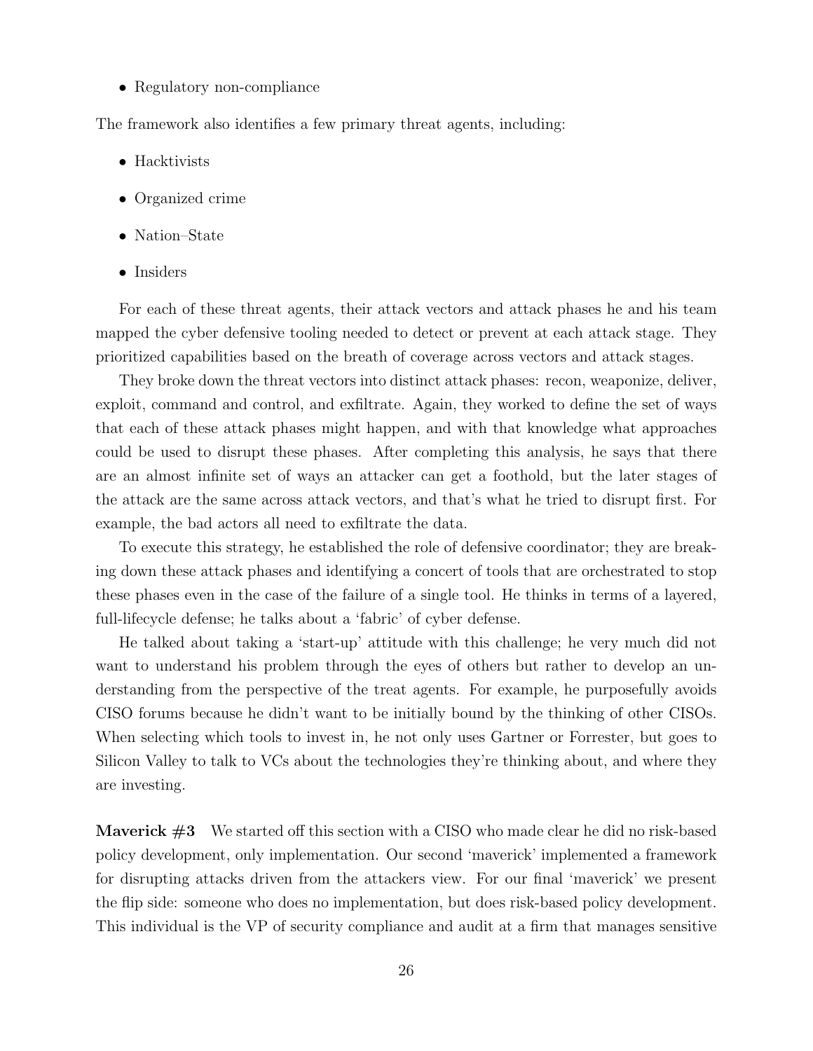- Regulatory non-compliance

The framework also identifies a few primary threat agents, including:

- Hacktivists
- Organized crime
- Nation–State
- Insiders

For each of these threat agents, their attack vectors and attack phases he and his team mapped the cyber defensive tooling needed to detect or prevent at each attack stage. They prioritized capabilities based on the breath of coverage across vectors and attack stages.

They broke down the threat vectors into distinct attack phases: recon, weaponize, deliver, exploit, command and control, and exfiltrate. Again, they worked to define the set of ways that each of these attack phases might happen, and with that knowledge what approaches could be used to disrupt these phases. After completing this analysis, he says that there are an almost infinite set of ways an attacker can get a foothold, but the later stages of the attack are the same across attack vectors, and that's what he tried to disrupt first. For example, the bad actors all need to exfiltrate the data.

To execute this strategy, he established the role of defensive coordinator; they are breaking down these attack phases and identifying a concert of tools that are orchestrated to stop these phases even in the case of the failure of a single tool. He thinks in terms of a layered, full-lifecycle defense; he talks about a 'fabric' of cyber defense.

He talked about taking a 'start-up' attitude with this challenge; he very much did not want to understand his problem through the eyes of others but rather to develop an understanding from the perspective of the treat agents. For example, he purposefully avoids CISO forums because he didn't want to be initially bound by the thinking of other CISOs. When selecting which tools to invest in, he not only uses Gartner or Forrester, but goes to Silicon Valley to talk to VCs about the technologies they're thinking about, and where they are investing.

**Maverick #3** We started off this section with a CISO who made clear he did no risk-based policy development, only implementation. Our second 'maverick' implemented a framework for disrupting attacks driven from the attackers view. For our final 'maverick' we present the flip side: someone who does no implementation, but does risk-based policy development. This individual is the VP of security compliance and audit at a firm that manages sensitive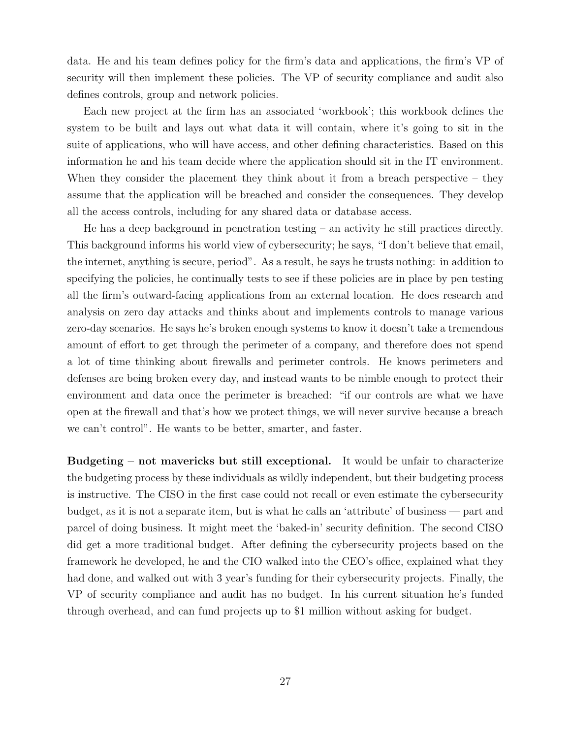data. He and his team defines policy for the firm's data and applications, the firm's VP of security will then implement these policies. The VP of security compliance and audit also defines controls, group and network policies.

Each new project at the firm has an associated 'workbook'; this workbook defines the system to be built and lays out what data it will contain, where it's going to sit in the suite of applications, who will have access, and other defining characteristics. Based on this information he and his team decide where the application should sit in the IT environment. When they consider the placement they think about it from a breach perspective – they assume that the application will be breached and consider the consequences. They develop all the access controls, including for any shared data or database access.

He has a deep background in penetration testing – an activity he still practices directly. This background informs his world view of cybersecurity; he says, "I don't believe that email, the internet, anything is secure, period". As a result, he says he trusts nothing: in addition to specifying the policies, he continually tests to see if these policies are in place by pen testing all the firm's outward-facing applications from an external location. He does research and analysis on zero day attacks and thinks about and implements controls to manage various zero-day scenarios. He says he's broken enough systems to know it doesn't take a tremendous amount of effort to get through the perimeter of a company, and therefore does not spend a lot of time thinking about firewalls and perimeter controls. He knows perimeters and defenses are being broken every day, and instead wants to be nimble enough to protect their environment and data once the perimeter is breached: "if our controls are what we have open at the firewall and that's how we protect things, we will never survive because a breach we can't control". He wants to be better, smarter, and faster.

**Budgeting – not mavericks but still exceptional.** It would be unfair to characterize the budgeting process by these individuals as wildly independent, but their budgeting process is instructive. The CISO in the first case could not recall or even estimate the cybersecurity budget, as it is not a separate item, but is what he calls an 'attribute' of business — part and parcel of doing business. It might meet the 'baked-in' security definition. The second CISO did get a more traditional budget. After defining the cybersecurity projects based on the framework he developed, he and the CIO walked into the CEO's office, explained what they had done, and walked out with 3 year's funding for their cybersecurity projects. Finally, the VP of security compliance and audit has no budget. In his current situation he's funded through overhead, and can fund projects up to $1 million without asking for budget.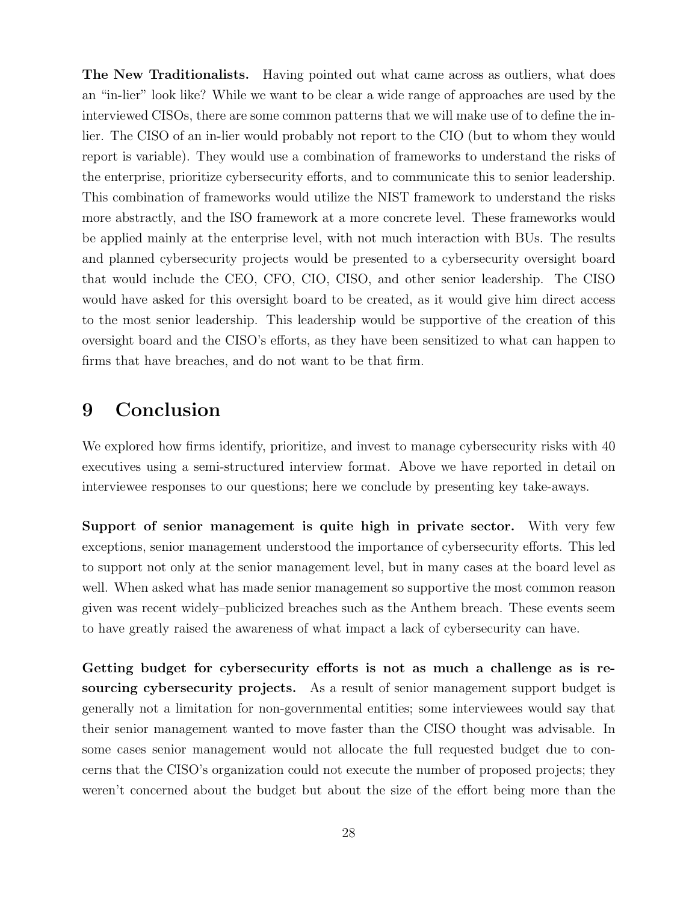**The New Traditionalists.** Having pointed out what came across as outliers, what does an "in-lier" look like? While we want to be clear a wide range of approaches are used by the interviewed CISOs, there are some common patterns that we will make use of to define the in-lier. The CISO of an in-lier would probably not report to the CIO (but to whom they would report is variable). They would use a combination of frameworks to understand the risks of the enterprise, prioritize cybersecurity efforts, and to communicate this to senior leadership. This combination of frameworks would utilize the NIST framework to understand the risks more abstractly, and the ISO framework at a more concrete level. These frameworks would be applied mainly at the enterprise level, with not much interaction with BUs. The results and planned cybersecurity projects would be presented to a cybersecurity oversight board that would include the CEO, CFO, CIO, CISO, and other senior leadership. The CISO would have asked for this oversight board to be created, as it would give him direct access to the most senior leadership. This leadership would be supportive of the creation of this oversight board and the CISO's efforts, as they have been sensitized to what can happen to firms that have breaches, and do not want to be that firm.

# 9 Conclusion

We explored how firms identify, prioritize, and invest to manage cybersecurity risks with 40 executives using a semi-structured interview format. Above we have reported in detail on interviewee responses to our questions; here we conclude by presenting key take-aways.

**Support of senior management is quite high in private sector.** With very few exceptions, senior management understood the importance of cybersecurity efforts. This led to support not only at the senior management level, but in many cases at the board level as well. When asked what has made senior management so supportive the most common reason given was recent widely–publicized breaches such as the Anthem breach. These events seem to have greatly raised the awareness of what impact a lack of cybersecurity can have.

**Getting budget for cybersecurity efforts is not as much a challenge as is resourcing cybersecurity projects.** As a result of senior management support budget is generally not a limitation for non-governmental entities; some interviewees would say that their senior management wanted to move faster than the CISO thought was advisable. In some cases senior management would not allocate the full requested budget due to concerns that the CISO's organization could not execute the number of proposed projects; they weren't concerned about the budget but about the size of the effort being more than the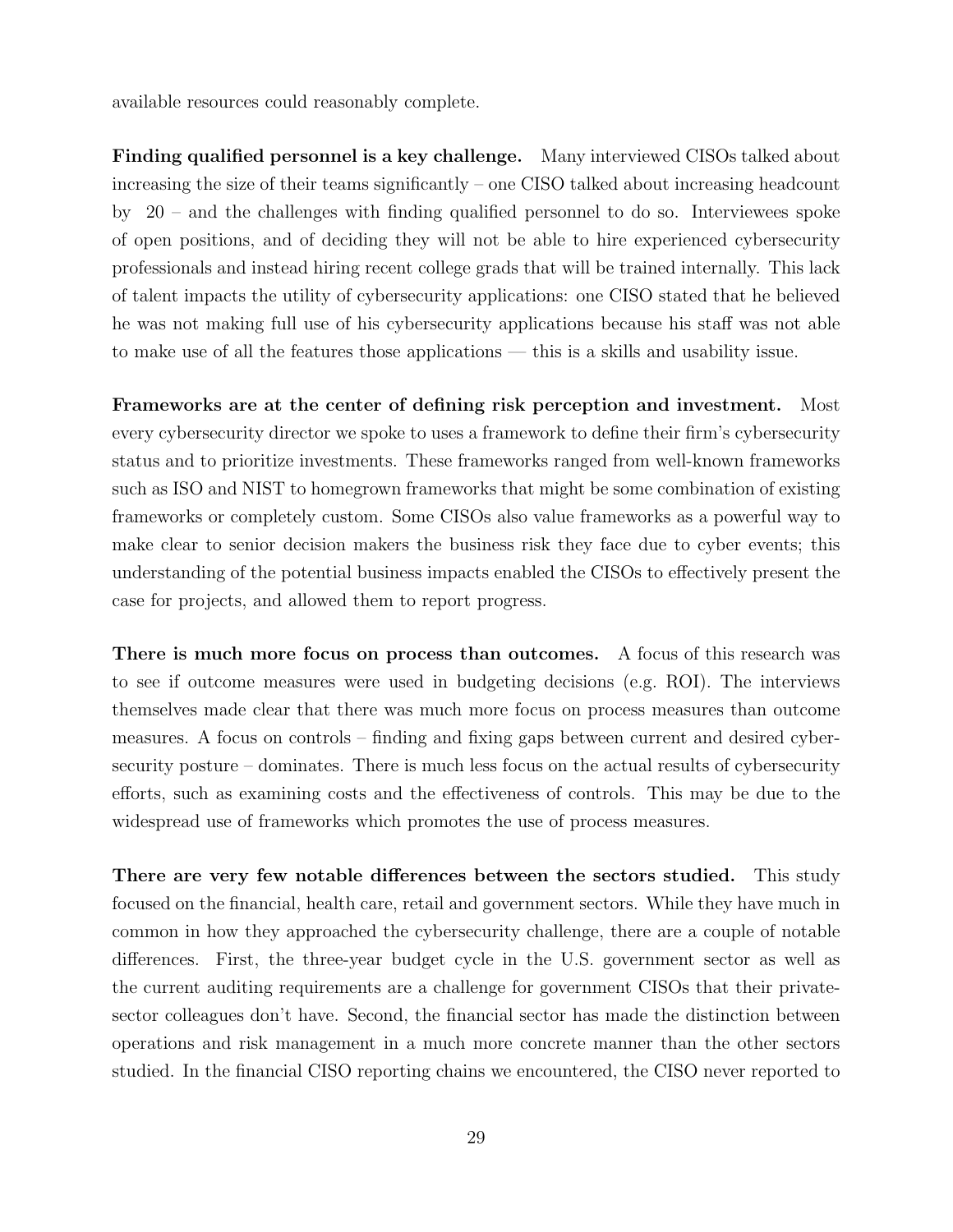available resources could reasonably complete.

**Finding qualified personnel is a key challenge.** Many interviewed CISOs talked about increasing the size of their teams significantly – one CISO talked about increasing headcount by 20 – and the challenges with finding qualified personnel to do so. Interviewees spoke of open positions, and of deciding they will not be able to hire experienced cybersecurity professionals and instead hiring recent college grads that will be trained internally. This lack of talent impacts the utility of cybersecurity applications: one CISO stated that he believed he was not making full use of his cybersecurity applications because his staff was not able to make use of all the features those applications — this is a skills and usability issue.

**Frameworks are at the center of defining risk perception and investment.** Most every cybersecurity director we spoke to uses a framework to define their firm's cybersecurity status and to prioritize investments. These frameworks ranged from well-known frameworks such as ISO and NIST to homegrown frameworks that might be some combination of existing frameworks or completely custom. Some CISOs also value frameworks as a powerful way to make clear to senior decision makers the business risk they face due to cyber events; this understanding of the potential business impacts enabled the CISOs to effectively present the case for projects, and allowed them to report progress.

**There is much more focus on process than outcomes.** A focus of this research was to see if outcome measures were used in budgeting decisions (e.g. ROI). The interviews themselves made clear that there was much more focus on process measures than outcome measures. A focus on controls – finding and fixing gaps between current and desired cybersecurity posture – dominates. There is much less focus on the actual results of cybersecurity efforts, such as examining costs and the effectiveness of controls. This may be due to the widespread use of frameworks which promotes the use of process measures.

**There are very few notable differences between the sectors studied.** This study focused on the financial, health care, retail and government sectors. While they have much in common in how they approached the cybersecurity challenge, there are a couple of notable differences. First, the three-year budget cycle in the U.S. government sector as well as the current auditing requirements are a challenge for government CISOs that their private-sector colleagues don't have. Second, the financial sector has made the distinction between operations and risk management in a much more concrete manner than the other sectors studied. In the financial CISO reporting chains we encountered, the CISO never reported to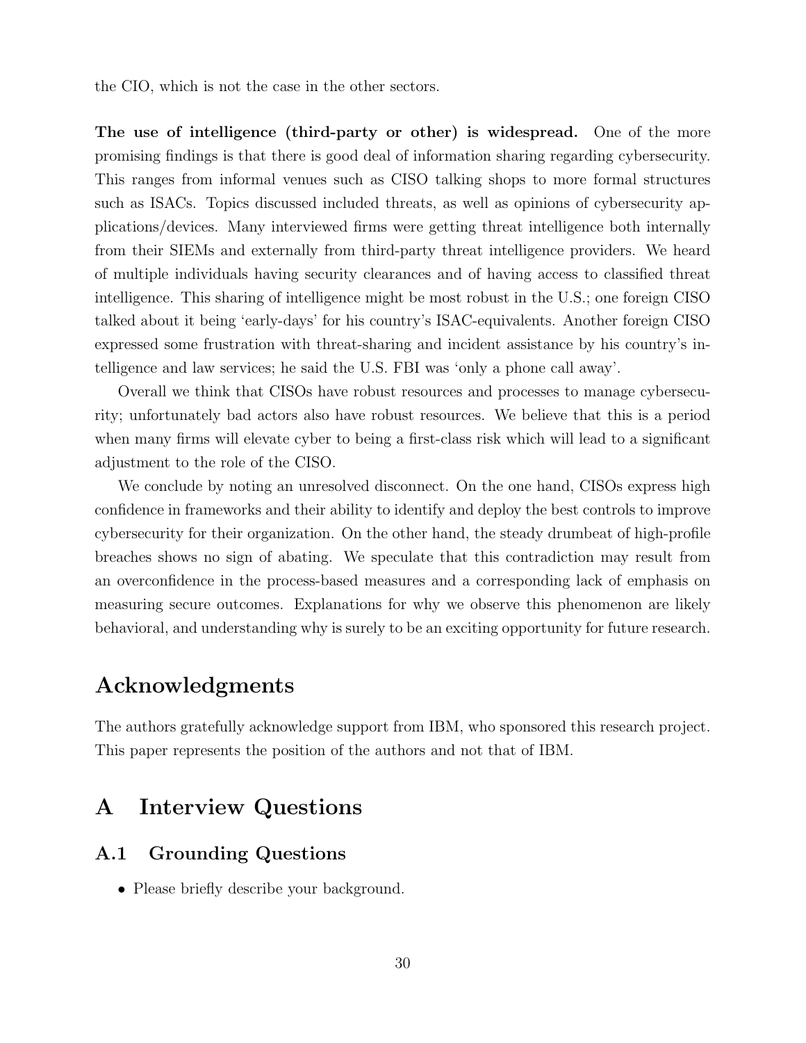the CIO, which is not the case in the other sectors.

**The use of intelligence (third-party or other) is widespread.** One of the more promising findings is that there is good deal of information sharing regarding cybersecurity. This ranges from informal venues such as CISO talking shops to more formal structures such as ISACs. Topics discussed included threats, as well as opinions of cybersecurity applications/devices. Many interviewed firms were getting threat intelligence both internally from their SIEMs and externally from third-party threat intelligence providers. We heard of multiple individuals having security clearances and of having access to classified threat intelligence. This sharing of intelligence might be most robust in the U.S.; one foreign CISO talked about it being 'early-days' for his country's ISAC-equivalents. Another foreign CISO expressed some frustration with threat-sharing and incident assistance by his country's intelligence and law services; he said the U.S. FBI was 'only a phone call away'.

Overall we think that CISOs have robust resources and processes to manage cybersecurity; unfortunately bad actors also have robust resources. We believe that this is a period when many firms will elevate cyber to being a first-class risk which will lead to a significant adjustment to the role of the CISO.

We conclude by noting an unresolved disconnect. On the one hand, CISOs express high confidence in frameworks and their ability to identify and deploy the best controls to improve cybersecurity for their organization. On the other hand, the steady drumbeat of high-profile breaches shows no sign of abating. We speculate that this contradiction may result from an overconfidence in the process-based measures and a corresponding lack of emphasis on measuring secure outcomes. Explanations for why we observe this phenomenon are likely behavioral, and understanding why is surely to be an exciting opportunity for future research.

# Acknowledgments

The authors gratefully acknowledge support from IBM, who sponsored this research project. This paper represents the position of the authors and not that of IBM.

# A Interview Questions

## A.1 Grounding Questions

- Please briefly describe your background.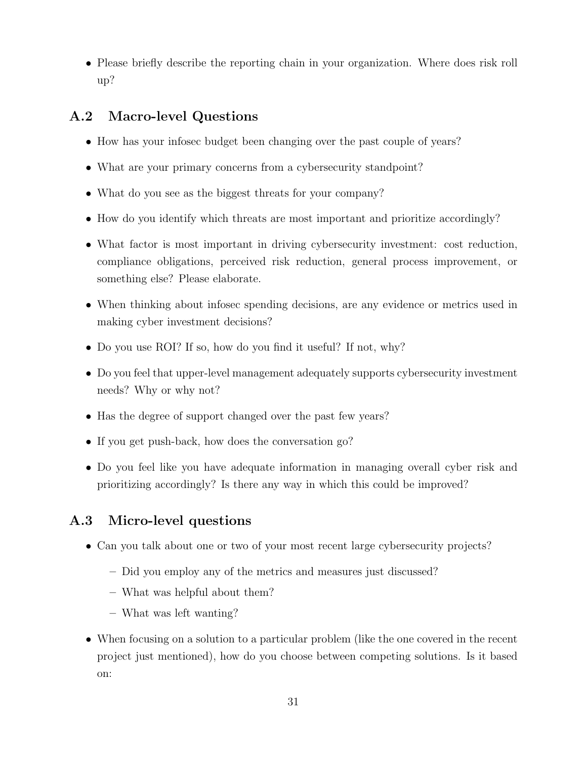- Please briefly describe the reporting chain in your organization. Where does risk roll up?

## A.2 Macro-level Questions

- How has your infosec budget been changing over the past couple of years?
- What are your primary concerns from a cybersecurity standpoint?
- What do you see as the biggest threats for your company?
- How do you identify which threats are most important and prioritize accordingly?
- What factor is most important in driving cybersecurity investment: cost reduction, compliance obligations, perceived risk reduction, general process improvement, or something else? Please elaborate.
- When thinking about infosec spending decisions, are any evidence or metrics used in making cyber investment decisions?
- Do you use ROI? If so, how do you find it useful? If not, why?
- Do you feel that upper-level management adequately supports cybersecurity investment needs? Why or why not?
- Has the degree of support changed over the past few years?
- If you get push-back, how does the conversation go?
- Do you feel like you have adequate information in managing overall cyber risk and prioritizing accordingly? Is there any way in which this could be improved?

## A.3 Micro-level questions

- Can you talk about one or two of your most recent large cybersecurity projects?
  - Did you employ any of the metrics and measures just discussed?
  - What was helpful about them?
  - What was left wanting?
- When focusing on a solution to a particular problem (like the one covered in the recent project just mentioned), how do you choose between competing solutions. Is it based on: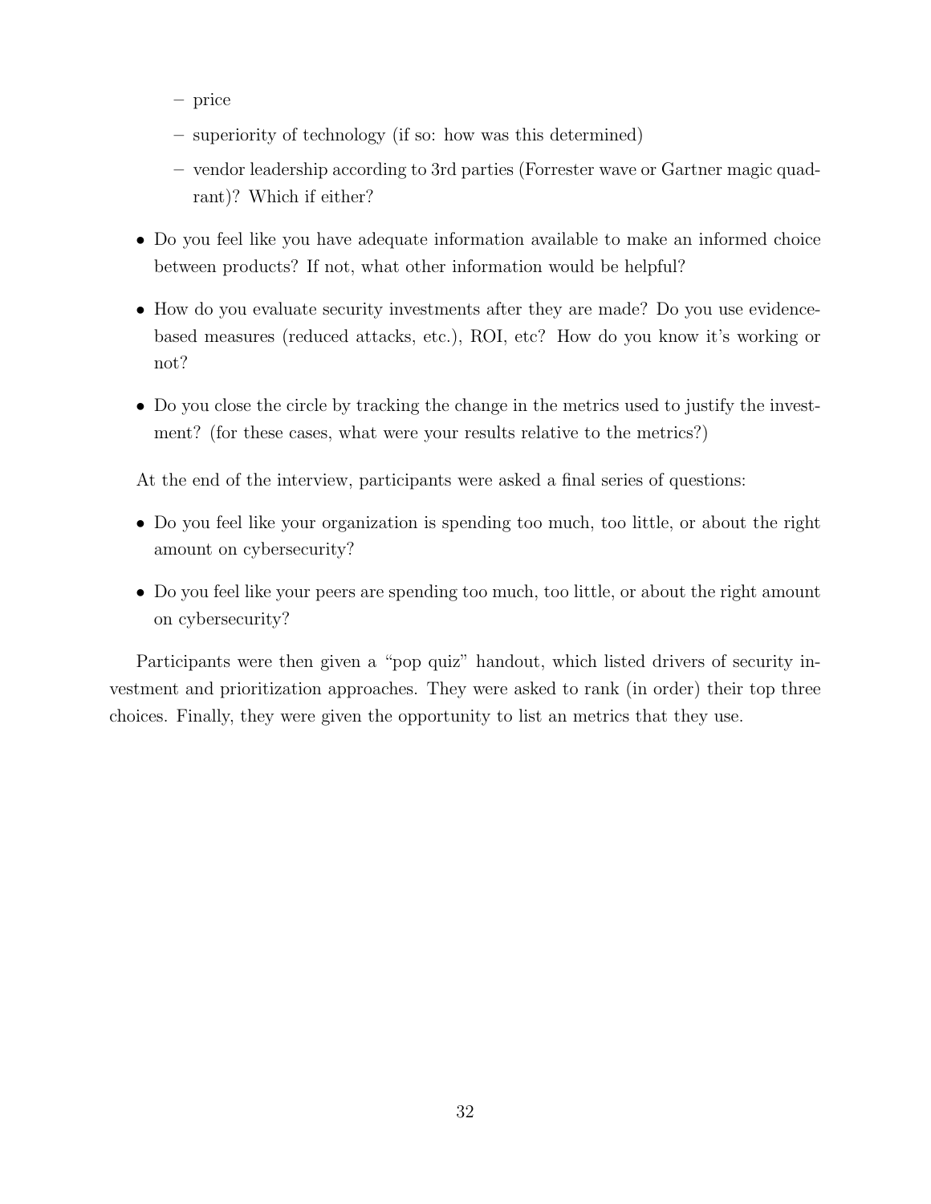- price
  - superiority of technology (if so: how was this determined)
  - vendor leadership according to 3rd parties (Forrester wave or Gartner magic quadrant)? Which if either?

- Do you feel like you have adequate information available to make an informed choice between products? If not, what other information would be helpful?
- How do you evaluate security investments after they are made? Do you use evidence-based measures (reduced attacks, etc.), ROI, etc? How do you know it's working or not?
- Do you close the circle by tracking the change in the metrics used to justify the investment? (for these cases, what were your results relative to the metrics?)

At the end of the interview, participants were asked a final series of questions:

- Do you feel like your organization is spending too much, too little, or about the right amount on cybersecurity?
- Do you feel like your peers are spending too much, too little, or about the right amount on cybersecurity?

Participants were then given a "pop quiz" handout, which listed drivers of security investment and prioritization approaches. They were asked to rank (in order) their top three choices. Finally, they were given the opportunity to list an metrics that they use.